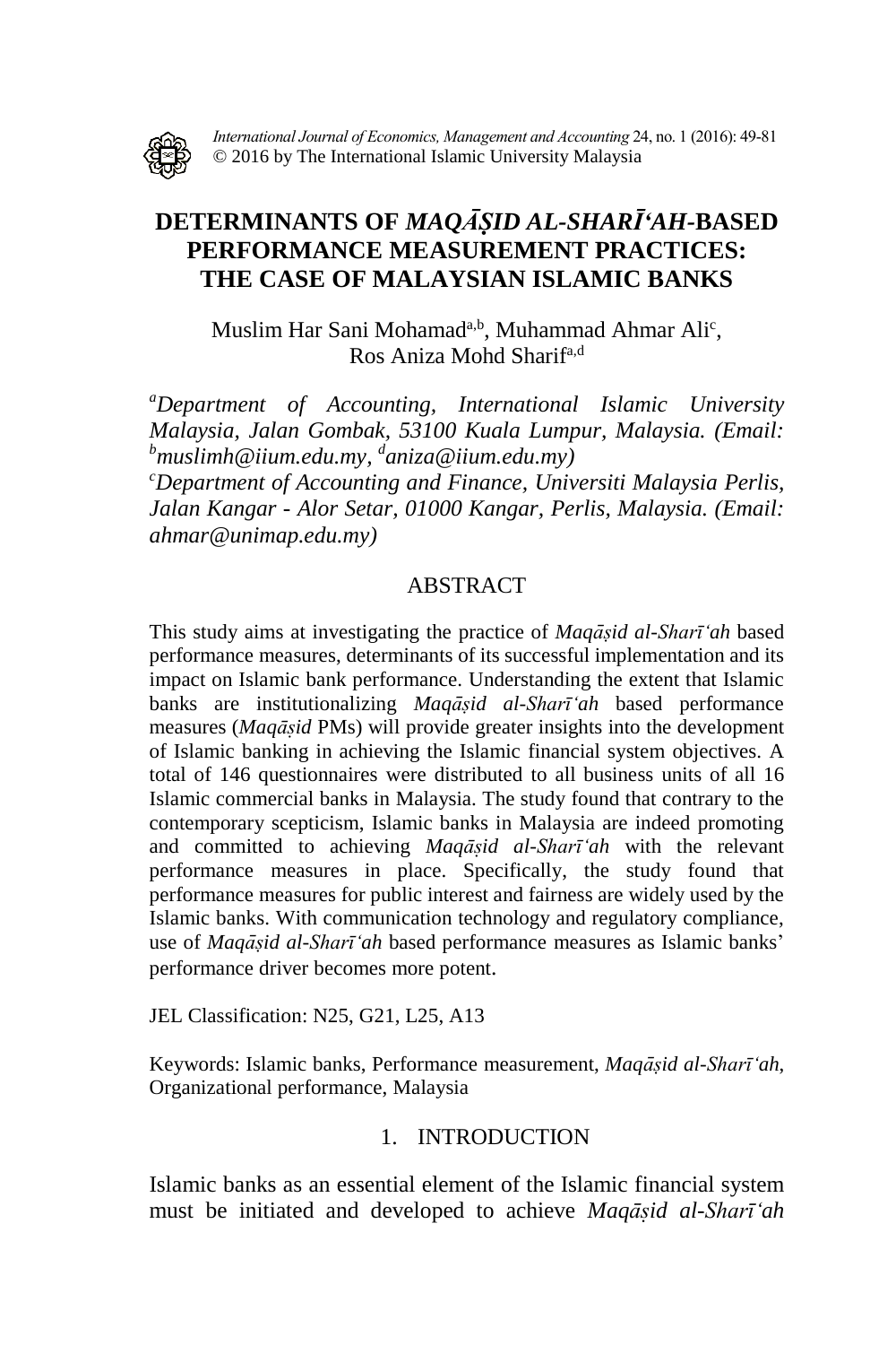*International Journal of Economics, Management and Accounting* 24, no. 1 (2016): 49-81
© 2016 by The International Islamic University Malaysia

# DETERMINANTS OF *MAQĀṢID AL-SHARĪ'AH*-BASED PERFORMANCE MEASUREMENT PRACTICES: THE CASE OF MALAYSIAN ISLAMIC BANKS

Muslim Har Sani Mohamad[a,b], Muhammad Ahmar Ali[c], Ros Aniza Mohd Sharif[a,d]

[a]*Department of Accounting, International Islamic University Malaysia, Jalan Gombak, 53100 Kuala Lumpur, Malaysia. (Email:* [b]*muslimh@iium.edu.my,* [d]*aniza@iium.edu.my)*
[c]*Department of Accounting and Finance, Universiti Malaysia Perlis, Jalan Kangar - Alor Setar, 01000 Kangar, Perlis, Malaysia. (Email: ahmar@unimap.edu.my)*

## ABSTRACT

This study aims at investigating the practice of *Maqāṣid al-Sharī'ah* based performance measures, determinants of its successful implementation and its impact on Islamic bank performance. Understanding the extent that Islamic banks are institutionalizing *Maqāṣid al-Sharī'ah* based performance measures (*Maqāṣid* PMs) will provide greater insights into the development of Islamic banking in achieving the Islamic financial system objectives. A total of 146 questionnaires were distributed to all business units of all 16 Islamic commercial banks in Malaysia. The study found that contrary to the contemporary scepticism, Islamic banks in Malaysia are indeed promoting and committed to achieving *Maqāṣid al-Sharī'ah* with the relevant performance measures in place. Specifically, the study found that performance measures for public interest and fairness are widely used by the Islamic banks. With communication technology and regulatory compliance, use of *Maqāṣid al-Sharī'ah* based performance measures as Islamic banks' performance driver becomes more potent.

JEL Classification: N25, G21, L25, A13

Keywords: Islamic banks, Performance measurement, *Maqāṣid al-Sharī'ah*, Organizational performance, Malaysia

## 1. INTRODUCTION

Islamic banks as an essential element of the Islamic financial system must be initiated and developed to achieve *Maqāṣid al-Sharī'ah*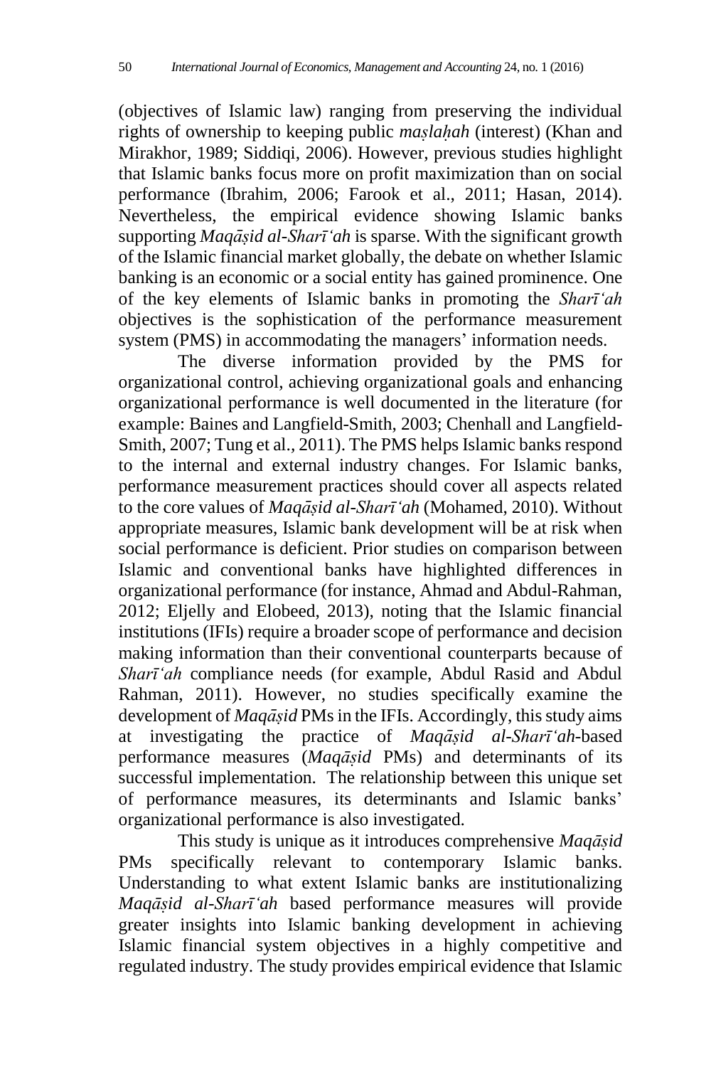(objectives of Islamic law) ranging from preserving the individual rights of ownership to keeping public *maṣlaḥah* (interest) (Khan and Mirakhor, 1989; Siddiqi, 2006). However, previous studies highlight that Islamic banks focus more on profit maximization than on social performance (Ibrahim, 2006; Farook et al., 2011; Hasan, 2014). Nevertheless, the empirical evidence showing Islamic banks supporting *Maqāṣid al-Sharī'ah* is sparse. With the significant growth of the Islamic financial market globally, the debate on whether Islamic banking is an economic or a social entity has gained prominence. One of the key elements of Islamic banks in promoting the *Sharī'ah* objectives is the sophistication of the performance measurement system (PMS) in accommodating the managers' information needs.

The diverse information provided by the PMS for organizational control, achieving organizational goals and enhancing organizational performance is well documented in the literature (for example: Baines and Langfield-Smith, 2003; Chenhall and Langfield-Smith, 2007; Tung et al., 2011). The PMS helps Islamic banks respond to the internal and external industry changes. For Islamic banks, performance measurement practices should cover all aspects related to the core values of *Maqāṣid al-Sharī'ah* (Mohamed, 2010). Without appropriate measures, Islamic bank development will be at risk when social performance is deficient. Prior studies on comparison between Islamic and conventional banks have highlighted differences in organizational performance (for instance, Ahmad and Abdul-Rahman, 2012; Eljelly and Elobeed, 2013), noting that the Islamic financial institutions (IFIs) require a broader scope of performance and decision making information than their conventional counterparts because of *Sharī'ah* compliance needs (for example, Abdul Rasid and Abdul Rahman, 2011). However, no studies specifically examine the development of *Maqāṣid* PMs in the IFIs. Accordingly, this study aims at investigating the practice of *Maqāṣid al-Sharī'ah*-based performance measures (*Maqāṣid* PMs) and determinants of its successful implementation. The relationship between this unique set of performance measures, its determinants and Islamic banks' organizational performance is also investigated.

This study is unique as it introduces comprehensive *Maqāṣid* PMs specifically relevant to contemporary Islamic banks. Understanding to what extent Islamic banks are institutionalizing *Maqāṣid al-Sharī'ah* based performance measures will provide greater insights into Islamic banking development in achieving Islamic financial system objectives in a highly competitive and regulated industry. The study provides empirical evidence that Islamic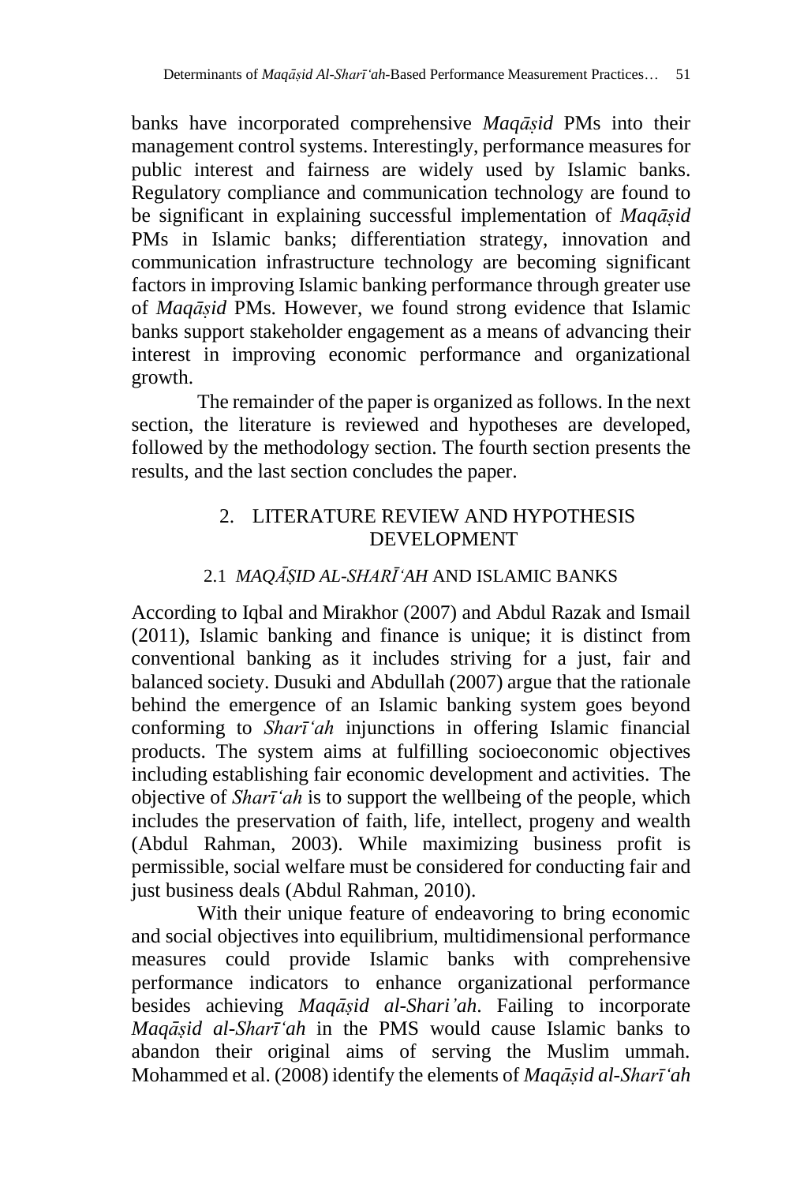banks have incorporated comprehensive *Maqāṣid* PMs into their management control systems. Interestingly, performance measures for public interest and fairness are widely used by Islamic banks. Regulatory compliance and communication technology are found to be significant in explaining successful implementation of *Maqāṣid* PMs in Islamic banks; differentiation strategy, innovation and communication infrastructure technology are becoming significant factors in improving Islamic banking performance through greater use of *Maqāṣid* PMs. However, we found strong evidence that Islamic banks support stakeholder engagement as a means of advancing their interest in improving economic performance and organizational growth.

The remainder of the paper is organized as follows. In the next section, the literature is reviewed and hypotheses are developed, followed by the methodology section. The fourth section presents the results, and the last section concludes the paper.

## 2. LITERATURE REVIEW AND HYPOTHESIS DEVELOPMENT

### 2.1 *MAQĀṢID AL-SHARĪʻAH* AND ISLAMIC BANKS

According to Iqbal and Mirakhor (2007) and Abdul Razak and Ismail (2011), Islamic banking and finance is unique; it is distinct from conventional banking as it includes striving for a just, fair and balanced society. Dusuki and Abdullah (2007) argue that the rationale behind the emergence of an Islamic banking system goes beyond conforming to *Sharīʻah* injunctions in offering Islamic financial products. The system aims at fulfilling socioeconomic objectives including establishing fair economic development and activities. The objective of *Sharīʻah* is to support the wellbeing of the people, which includes the preservation of faith, life, intellect, progeny and wealth (Abdul Rahman, 2003). While maximizing business profit is permissible, social welfare must be considered for conducting fair and just business deals (Abdul Rahman, 2010).

With their unique feature of endeavoring to bring economic and social objectives into equilibrium, multidimensional performance measures could provide Islamic banks with comprehensive performance indicators to enhance organizational performance besides achieving *Maqāṣid al-Shari'ah*. Failing to incorporate *Maqāṣid al-Sharīʻah* in the PMS would cause Islamic banks to abandon their original aims of serving the Muslim ummah. Mohammed et al. (2008) identify the elements of *Maqāṣid al-Sharīʻah*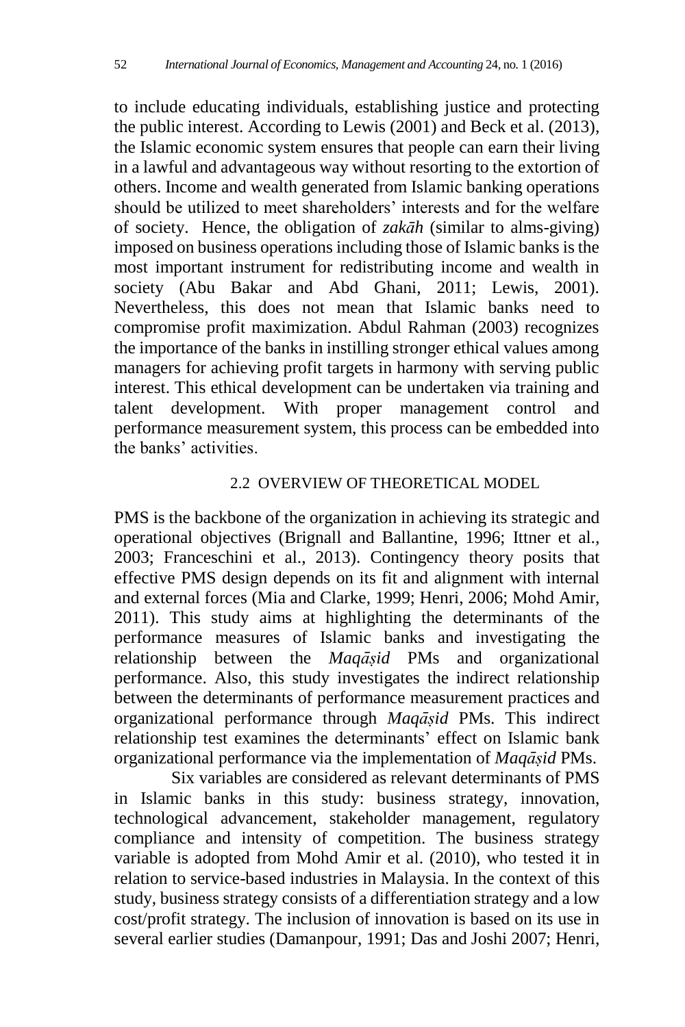to include educating individuals, establishing justice and protecting the public interest. According to Lewis (2001) and Beck et al. (2013), the Islamic economic system ensures that people can earn their living in a lawful and advantageous way without resorting to the extortion of others. Income and wealth generated from Islamic banking operations should be utilized to meet shareholders' interests and for the welfare of society. Hence, the obligation of *zakāh* (similar to alms-giving) imposed on business operations including those of Islamic banks is the most important instrument for redistributing income and wealth in society (Abu Bakar and Abd Ghani, 2011; Lewis, 2001). Nevertheless, this does not mean that Islamic banks need to compromise profit maximization. Abdul Rahman (2003) recognizes the importance of the banks in instilling stronger ethical values among managers for achieving profit targets in harmony with serving public interest. This ethical development can be undertaken via training and talent development. With proper management control and performance measurement system, this process can be embedded into the banks' activities.

## 2.2 OVERVIEW OF THEORETICAL MODEL

PMS is the backbone of the organization in achieving its strategic and operational objectives (Brignall and Ballantine, 1996; Ittner et al., 2003; Franceschini et al., 2013). Contingency theory posits that effective PMS design depends on its fit and alignment with internal and external forces (Mia and Clarke, 1999; Henri, 2006; Mohd Amir, 2011). This study aims at highlighting the determinants of the performance measures of Islamic banks and investigating the relationship between the *Maqāṣid* PMs and organizational performance. Also, this study investigates the indirect relationship between the determinants of performance measurement practices and organizational performance through *Maqāṣid* PMs. This indirect relationship test examines the determinants' effect on Islamic bank organizational performance via the implementation of *Maqāṣid* PMs.

Six variables are considered as relevant determinants of PMS in Islamic banks in this study: business strategy, innovation, technological advancement, stakeholder management, regulatory compliance and intensity of competition. The business strategy variable is adopted from Mohd Amir et al. (2010), who tested it in relation to service-based industries in Malaysia. In the context of this study, business strategy consists of a differentiation strategy and a low cost/profit strategy. The inclusion of innovation is based on its use in several earlier studies (Damanpour, 1991; Das and Joshi 2007; Henri,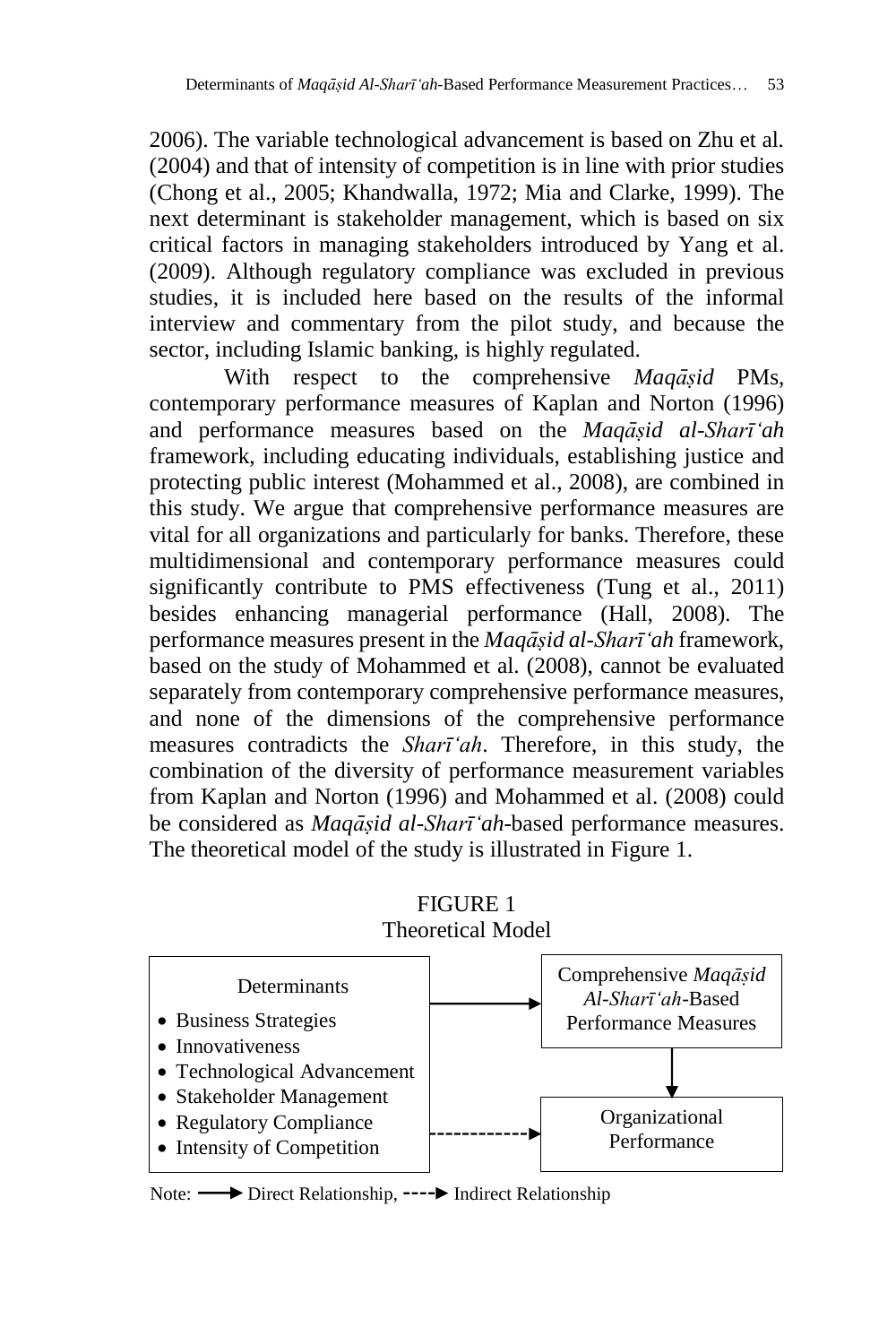2006). The variable technological advancement is based on Zhu et al. (2004) and that of intensity of competition is in line with prior studies (Chong et al., 2005; Khandwalla, 1972; Mia and Clarke, 1999). The next determinant is stakeholder management, which is based on six critical factors in managing stakeholders introduced by Yang et al. (2009). Although regulatory compliance was excluded in previous studies, it is included here based on the results of the informal interview and commentary from the pilot study, and because the sector, including Islamic banking, is highly regulated.

With respect to the comprehensive *Maqāṣid* PMs, contemporary performance measures of Kaplan and Norton (1996) and performance measures based on the *Maqāṣid al-Sharīʻah* framework, including educating individuals, establishing justice and protecting public interest (Mohammed et al., 2008), are combined in this study. We argue that comprehensive performance measures are vital for all organizations and particularly for banks. Therefore, these multidimensional and contemporary performance measures could significantly contribute to PMS effectiveness (Tung et al., 2011) besides enhancing managerial performance (Hall, 2008). The performance measures present in the *Maqāṣid al-Sharīʻah* framework, based on the study of Mohammed et al. (2008), cannot be evaluated separately from contemporary comprehensive performance measures, and none of the dimensions of the comprehensive performance measures contradicts the *Sharīʻah*. Therefore, in this study, the combination of the diversity of performance measurement variables from Kaplan and Norton (1996) and Mohammed et al. (2008) could be considered as *Maqāṣid al-Sharīʻah*-based performance measures. The theoretical model of the study is illustrated in Figure 1.

FIGURE 1
Theoretical Model

Determinants
- Business Strategies
- Innovativeness
- Technological Advancement
- Stakeholder Management
- Regulatory Compliance
- Intensity of Competition

→ Comprehensive *Maqāṣid Al-Sharīʻah*-Based Performance Measures → Organizational Performance

Determinants - - -> Organizational Performance

Note: ⟶ Direct Relationship, - - -> Indirect Relationship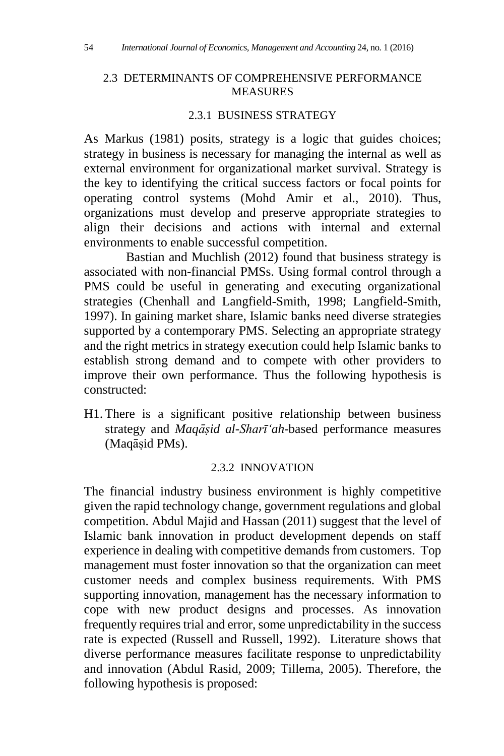## 2.3 DETERMINANTS OF COMPREHENSIVE PERFORMANCE MEASURES

### 2.3.1 BUSINESS STRATEGY

As Markus (1981) posits, strategy is a logic that guides choices; strategy in business is necessary for managing the internal as well as external environment for organizational market survival. Strategy is the key to identifying the critical success factors or focal points for operating control systems (Mohd Amir et al., 2010). Thus, organizations must develop and preserve appropriate strategies to align their decisions and actions with internal and external environments to enable successful competition.

Bastian and Muchlish (2012) found that business strategy is associated with non-financial PMSs. Using formal control through a PMS could be useful in generating and executing organizational strategies (Chenhall and Langfield-Smith, 1998; Langfield-Smith, 1997). In gaining market share, Islamic banks need diverse strategies supported by a contemporary PMS. Selecting an appropriate strategy and the right metrics in strategy execution could help Islamic banks to establish strong demand and to compete with other providers to improve their own performance. Thus the following hypothesis is constructed:

H1. There is a significant positive relationship between business strategy and *Maqāṣid al-Sharī'ah*-based performance measures (Maqāṣid PMs).

### 2.3.2 INNOVATION

The financial industry business environment is highly competitive given the rapid technology change, government regulations and global competition. Abdul Majid and Hassan (2011) suggest that the level of Islamic bank innovation in product development depends on staff experience in dealing with competitive demands from customers. Top management must foster innovation so that the organization can meet customer needs and complex business requirements. With PMS supporting innovation, management has the necessary information to cope with new product designs and processes. As innovation frequently requires trial and error, some unpredictability in the success rate is expected (Russell and Russell, 1992). Literature shows that diverse performance measures facilitate response to unpredictability and innovation (Abdul Rasid, 2009; Tillema, 2005). Therefore, the following hypothesis is proposed: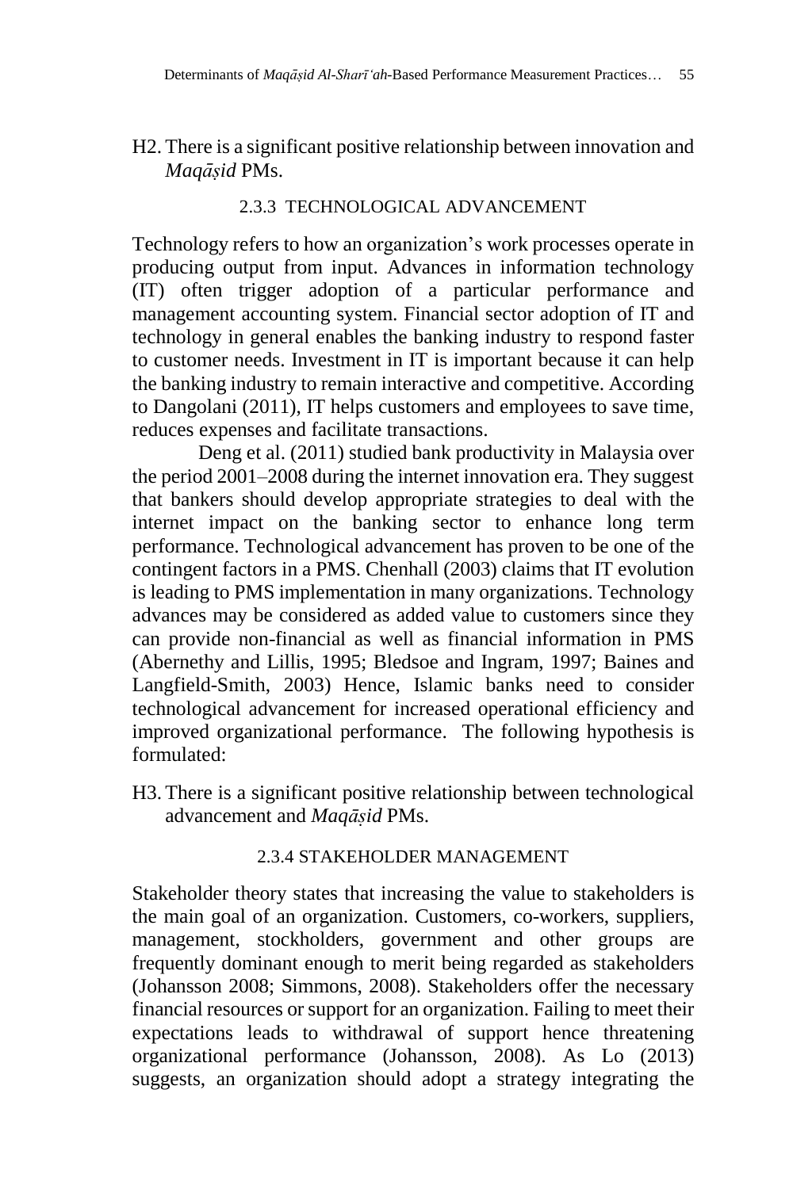H2. There is a significant positive relationship between innovation and *Maqāṣid* PMs.

### 2.3.3 TECHNOLOGICAL ADVANCEMENT

Technology refers to how an organization's work processes operate in producing output from input. Advances in information technology (IT) often trigger adoption of a particular performance and management accounting system. Financial sector adoption of IT and technology in general enables the banking industry to respond faster to customer needs. Investment in IT is important because it can help the banking industry to remain interactive and competitive. According to Dangolani (2011), IT helps customers and employees to save time, reduces expenses and facilitate transactions.

Deng et al. (2011) studied bank productivity in Malaysia over the period 2001–2008 during the internet innovation era. They suggest that bankers should develop appropriate strategies to deal with the internet impact on the banking sector to enhance long term performance. Technological advancement has proven to be one of the contingent factors in a PMS. Chenhall (2003) claims that IT evolution is leading to PMS implementation in many organizations. Technology advances may be considered as added value to customers since they can provide non-financial as well as financial information in PMS (Abernethy and Lillis, 1995; Bledsoe and Ingram, 1997; Baines and Langfield-Smith, 2003) Hence, Islamic banks need to consider technological advancement for increased operational efficiency and improved organizational performance. The following hypothesis is formulated:

H3. There is a significant positive relationship between technological advancement and *Maqāṣid* PMs.

### 2.3.4 STAKEHOLDER MANAGEMENT

Stakeholder theory states that increasing the value to stakeholders is the main goal of an organization. Customers, co-workers, suppliers, management, stockholders, government and other groups are frequently dominant enough to merit being regarded as stakeholders (Johansson 2008; Simmons, 2008). Stakeholders offer the necessary financial resources or support for an organization. Failing to meet their expectations leads to withdrawal of support hence threatening organizational performance (Johansson, 2008). As Lo (2013) suggests, an organization should adopt a strategy integrating the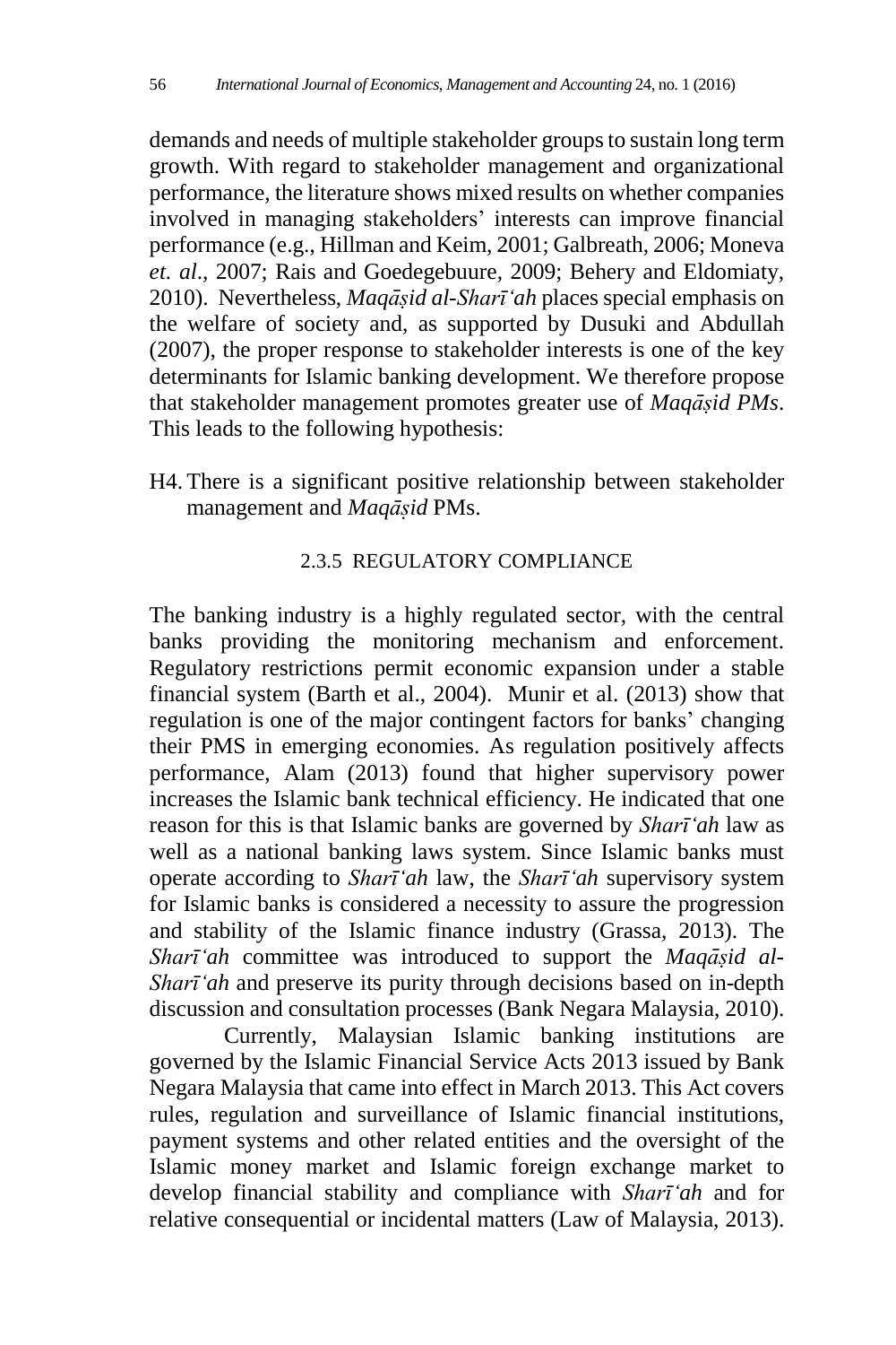demands and needs of multiple stakeholder groups to sustain long term growth. With regard to stakeholder management and organizational performance, the literature shows mixed results on whether companies involved in managing stakeholders' interests can improve financial performance (e.g., Hillman and Keim, 2001; Galbreath, 2006; Moneva *et. al*., 2007; Rais and Goedegebuure, 2009; Behery and Eldomiaty, 2010). Nevertheless, *Maqāṣid al-Sharīʿah* places special emphasis on the welfare of society and, as supported by Dusuki and Abdullah (2007), the proper response to stakeholder interests is one of the key determinants for Islamic banking development. We therefore propose that stakeholder management promotes greater use of *Maqāṣid PMs*. This leads to the following hypothesis:

H4. There is a significant positive relationship between stakeholder management and *Maqāṣid* PMs.

### 2.3.5 REGULATORY COMPLIANCE

The banking industry is a highly regulated sector, with the central banks providing the monitoring mechanism and enforcement. Regulatory restrictions permit economic expansion under a stable financial system (Barth et al., 2004). Munir et al. (2013) show that regulation is one of the major contingent factors for banks' changing their PMS in emerging economies. As regulation positively affects performance, Alam (2013) found that higher supervisory power increases the Islamic bank technical efficiency. He indicated that one reason for this is that Islamic banks are governed by *Sharīʿah* law as well as a national banking laws system. Since Islamic banks must operate according to *Sharīʿah* law, the *Sharīʿah* supervisory system for Islamic banks is considered a necessity to assure the progression and stability of the Islamic finance industry (Grassa, 2013). The *Sharīʿah* committee was introduced to support the *Maqāṣid al-Sharīʿah* and preserve its purity through decisions based on in-depth discussion and consultation processes (Bank Negara Malaysia, 2010).

Currently, Malaysian Islamic banking institutions are governed by the Islamic Financial Service Acts 2013 issued by Bank Negara Malaysia that came into effect in March 2013. This Act covers rules, regulation and surveillance of Islamic financial institutions, payment systems and other related entities and the oversight of the Islamic money market and Islamic foreign exchange market to develop financial stability and compliance with *Sharīʿah* and for relative consequential or incidental matters (Law of Malaysia, 2013).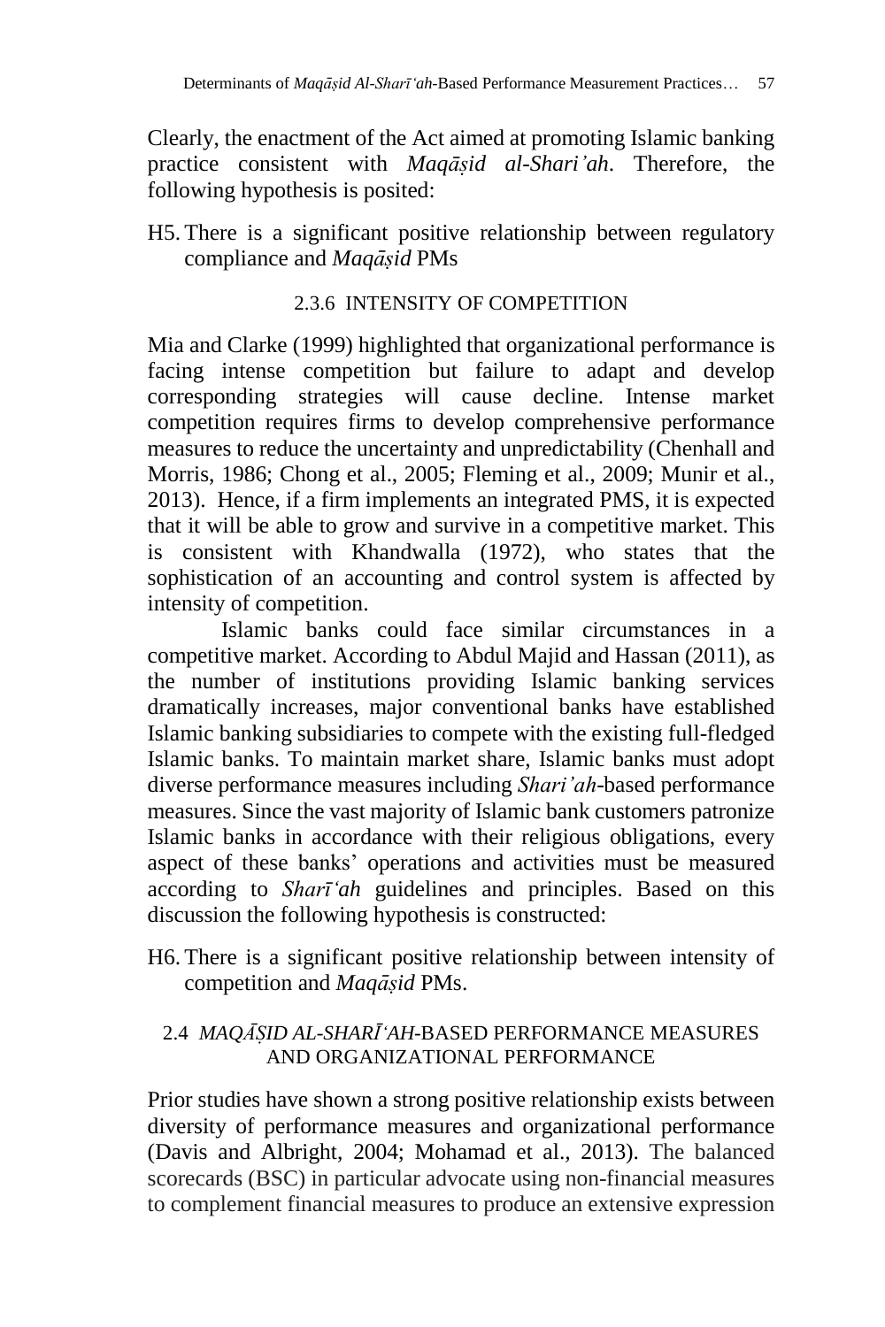Clearly, the enactment of the Act aimed at promoting Islamic banking practice consistent with *Maqāṣid al-Shari'ah*. Therefore, the following hypothesis is posited:

H5. There is a significant positive relationship between regulatory compliance and *Maqāṣid* PMs

### 2.3.6 INTENSITY OF COMPETITION

Mia and Clarke (1999) highlighted that organizational performance is facing intense competition but failure to adapt and develop corresponding strategies will cause decline. Intense market competition requires firms to develop comprehensive performance measures to reduce the uncertainty and unpredictability (Chenhall and Morris, 1986; Chong et al., 2005; Fleming et al., 2009; Munir et al., 2013). Hence, if a firm implements an integrated PMS, it is expected that it will be able to grow and survive in a competitive market. This is consistent with Khandwalla (1972), who states that the sophistication of an accounting and control system is affected by intensity of competition.

Islamic banks could face similar circumstances in a competitive market. According to Abdul Majid and Hassan (2011), as the number of institutions providing Islamic banking services dramatically increases, major conventional banks have established Islamic banking subsidiaries to compete with the existing full-fledged Islamic banks. To maintain market share, Islamic banks must adopt diverse performance measures including *Shari'ah*-based performance measures. Since the vast majority of Islamic bank customers patronize Islamic banks in accordance with their religious obligations, every aspect of these banks' operations and activities must be measured according to *Sharīʻah* guidelines and principles. Based on this discussion the following hypothesis is constructed:

H6. There is a significant positive relationship between intensity of competition and *Maqāṣid* PMs.

## 2.4 *MAQĀṢID AL-SHARĪʻAH*-BASED PERFORMANCE MEASURES AND ORGANIZATIONAL PERFORMANCE

Prior studies have shown a strong positive relationship exists between diversity of performance measures and organizational performance (Davis and Albright, 2004; Mohamad et al., 2013). The balanced scorecards (BSC) in particular advocate using non-financial measures to complement financial measures to produce an extensive expression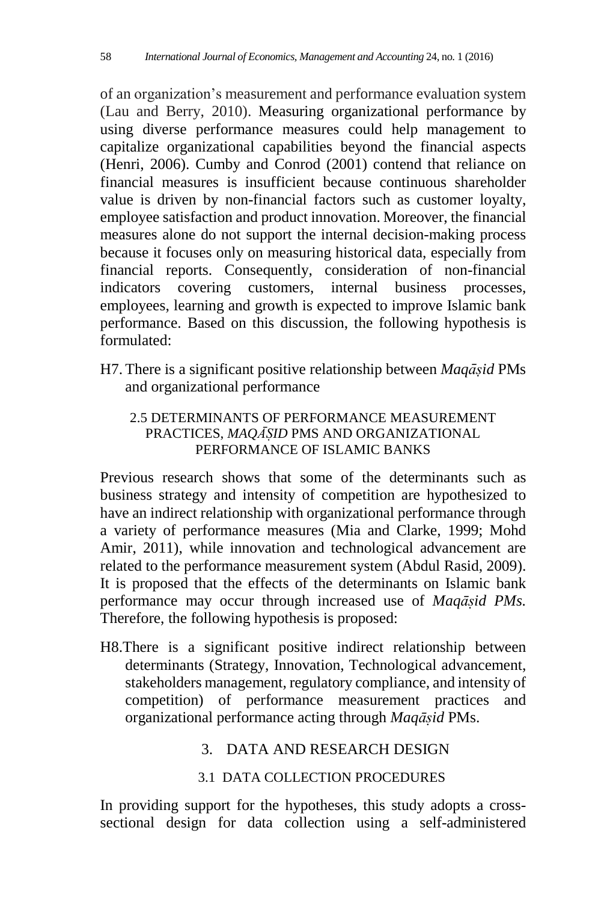of an organization's measurement and performance evaluation system (Lau and Berry, 2010). Measuring organizational performance by using diverse performance measures could help management to capitalize organizational capabilities beyond the financial aspects (Henri, 2006). Cumby and Conrod (2001) contend that reliance on financial measures is insufficient because continuous shareholder value is driven by non-financial factors such as customer loyalty, employee satisfaction and product innovation. Moreover, the financial measures alone do not support the internal decision-making process because it focuses only on measuring historical data, especially from financial reports. Consequently, consideration of non-financial indicators covering customers, internal business processes, employees, learning and growth is expected to improve Islamic bank performance. Based on this discussion, the following hypothesis is formulated:

H7. There is a significant positive relationship between *Maqāṣid* PMs and organizational performance

### 2.5 DETERMINANTS OF PERFORMANCE MEASUREMENT PRACTICES, *MAQĀṢID* PMS AND ORGANIZATIONAL PERFORMANCE OF ISLAMIC BANKS

Previous research shows that some of the determinants such as business strategy and intensity of competition are hypothesized to have an indirect relationship with organizational performance through a variety of performance measures (Mia and Clarke, 1999; Mohd Amir, 2011), while innovation and technological advancement are related to the performance measurement system (Abdul Rasid, 2009). It is proposed that the effects of the determinants on Islamic bank performance may occur through increased use of *Maqāṣid PMs.* Therefore, the following hypothesis is proposed:

H8. There is a significant positive indirect relationship between determinants (Strategy, Innovation, Technological advancement, stakeholders management, regulatory compliance, and intensity of competition) of performance measurement practices and organizational performance acting through *Maqāṣid* PMs.

## 3. DATA AND RESEARCH DESIGN

### 3.1 DATA COLLECTION PROCEDURES

In providing support for the hypotheses, this study adopts a cross-sectional design for data collection using a self-administered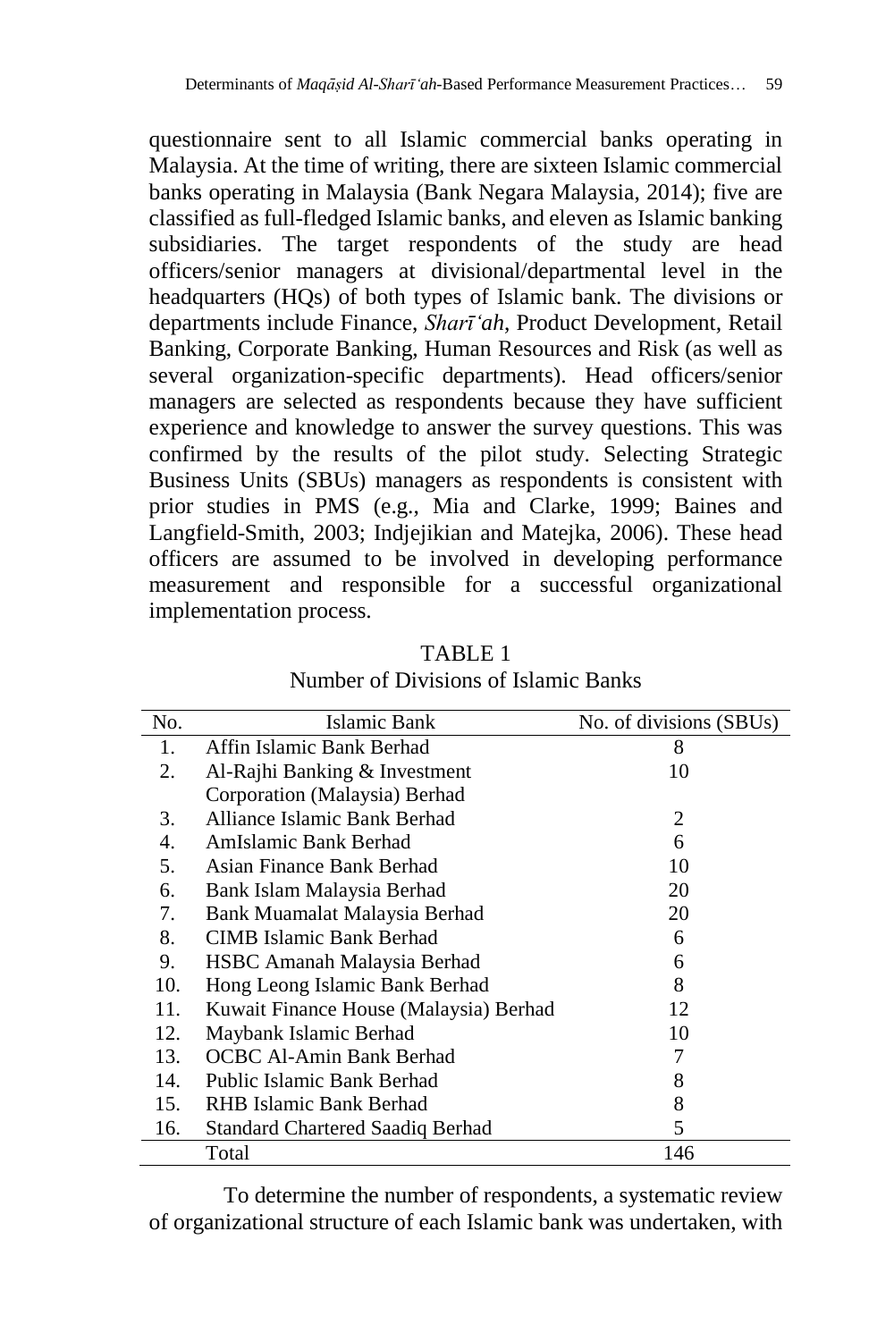questionnaire sent to all Islamic commercial banks operating in Malaysia. At the time of writing, there are sixteen Islamic commercial banks operating in Malaysia (Bank Negara Malaysia, 2014); five are classified as full-fledged Islamic banks, and eleven as Islamic banking subsidiaries. The target respondents of the study are head officers/senior managers at divisional/departmental level in the headquarters (HQs) of both types of Islamic bank. The divisions or departments include Finance, *Sharīʻah*, Product Development, Retail Banking, Corporate Banking, Human Resources and Risk (as well as several organization-specific departments). Head officers/senior managers are selected as respondents because they have sufficient experience and knowledge to answer the survey questions. This was confirmed by the results of the pilot study. Selecting Strategic Business Units (SBUs) managers as respondents is consistent with prior studies in PMS (e.g., Mia and Clarke, 1999; Baines and Langfield-Smith, 2003; Indjejikian and Matejka, 2006). These head officers are assumed to be involved in developing performance measurement and responsible for a successful organizational implementation process.

TABLE 1
Number of Divisions of Islamic Banks

| No. | Islamic Bank | No. of divisions (SBUs) |
|---|---|---|
| 1. | Affin Islamic Bank Berhad | 8 |
| 2. | Al-Rajhi Banking & Investment Corporation (Malaysia) Berhad | 10 |
| 3. | Alliance Islamic Bank Berhad | 2 |
| 4. | AmIslamic Bank Berhad | 6 |
| 5. | Asian Finance Bank Berhad | 10 |
| 6. | Bank Islam Malaysia Berhad | 20 |
| 7. | Bank Muamalat Malaysia Berhad | 20 |
| 8. | CIMB Islamic Bank Berhad | 6 |
| 9. | HSBC Amanah Malaysia Berhad | 6 |
| 10. | Hong Leong Islamic Bank Berhad | 8 |
| 11. | Kuwait Finance House (Malaysia) Berhad | 12 |
| 12. | Maybank Islamic Berhad | 10 |
| 13. | OCBC Al-Amin Bank Berhad | 7 |
| 14. | Public Islamic Bank Berhad | 8 |
| 15. | RHB Islamic Bank Berhad | 8 |
| 16. | Standard Chartered Saadiq Berhad | 5 |
| | Total | 146 |

To determine the number of respondents, a systematic review of organizational structure of each Islamic bank was undertaken, with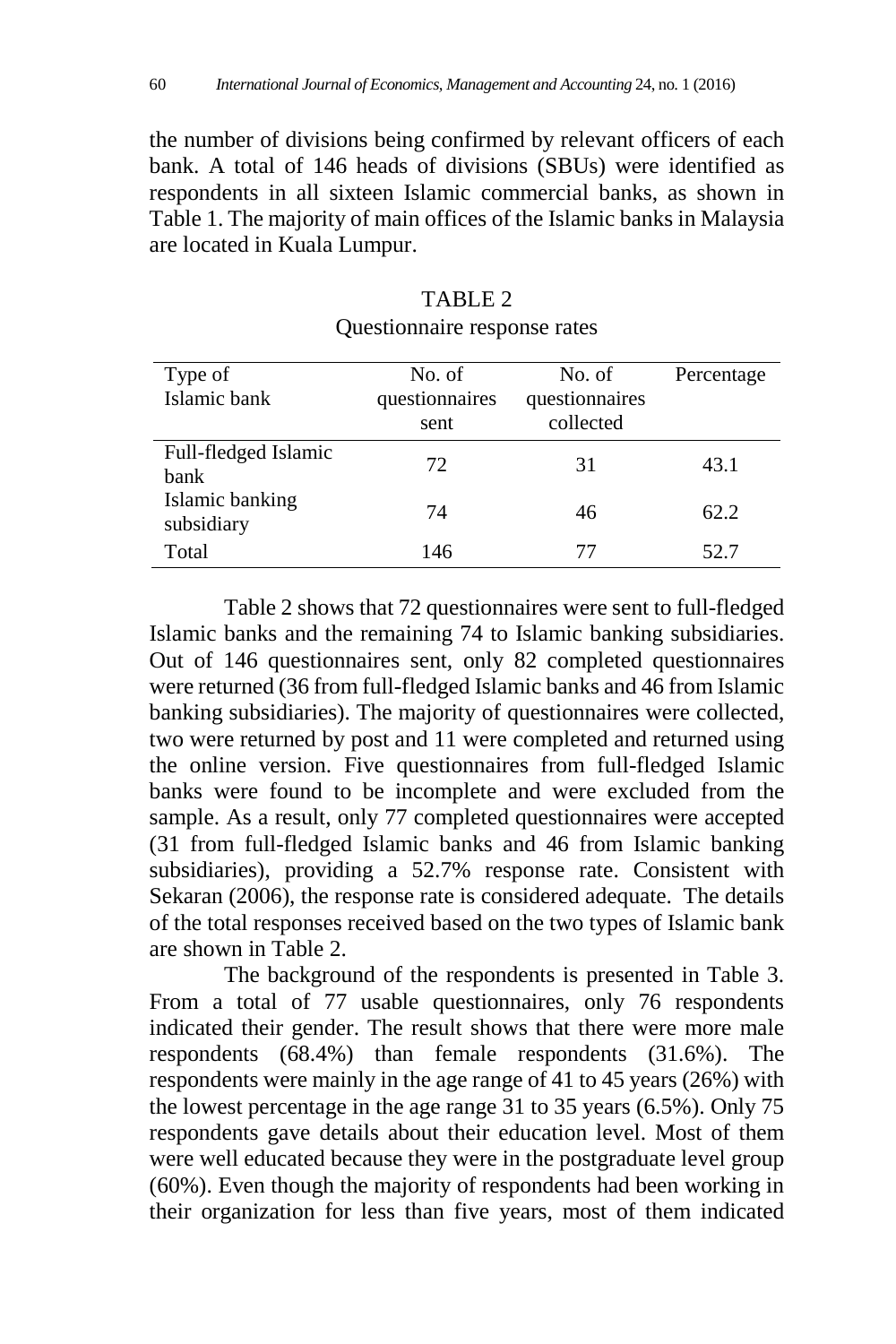the number of divisions being confirmed by relevant officers of each bank. A total of 146 heads of divisions (SBUs) were identified as respondents in all sixteen Islamic commercial banks, as shown in Table 1. The majority of main offices of the Islamic banks in Malaysia are located in Kuala Lumpur.

TABLE 2
Questionnaire response rates

| Type of Islamic bank | No. of questionnaires sent | No. of questionnaires collected | Percentage |
|---|---|---|---|
| Full-fledged Islamic bank | 72 | 31 | 43.1 |
| Islamic banking subsidiary | 74 | 46 | 62.2 |
| Total | 146 | 77 | 52.7 |

Table 2 shows that 72 questionnaires were sent to full-fledged Islamic banks and the remaining 74 to Islamic banking subsidiaries. Out of 146 questionnaires sent, only 82 completed questionnaires were returned (36 from full-fledged Islamic banks and 46 from Islamic banking subsidiaries). The majority of questionnaires were collected, two were returned by post and 11 were completed and returned using the online version. Five questionnaires from full-fledged Islamic banks were found to be incomplete and were excluded from the sample. As a result, only 77 completed questionnaires were accepted (31 from full-fledged Islamic banks and 46 from Islamic banking subsidiaries), providing a 52.7% response rate. Consistent with Sekaran (2006), the response rate is considered adequate. The details of the total responses received based on the two types of Islamic bank are shown in Table 2.

The background of the respondents is presented in Table 3. From a total of 77 usable questionnaires, only 76 respondents indicated their gender. The result shows that there were more male respondents (68.4%) than female respondents (31.6%). The respondents were mainly in the age range of 41 to 45 years (26%) with the lowest percentage in the age range 31 to 35 years (6.5%). Only 75 respondents gave details about their education level. Most of them were well educated because they were in the postgraduate level group (60%). Even though the majority of respondents had been working in their organization for less than five years, most of them indicated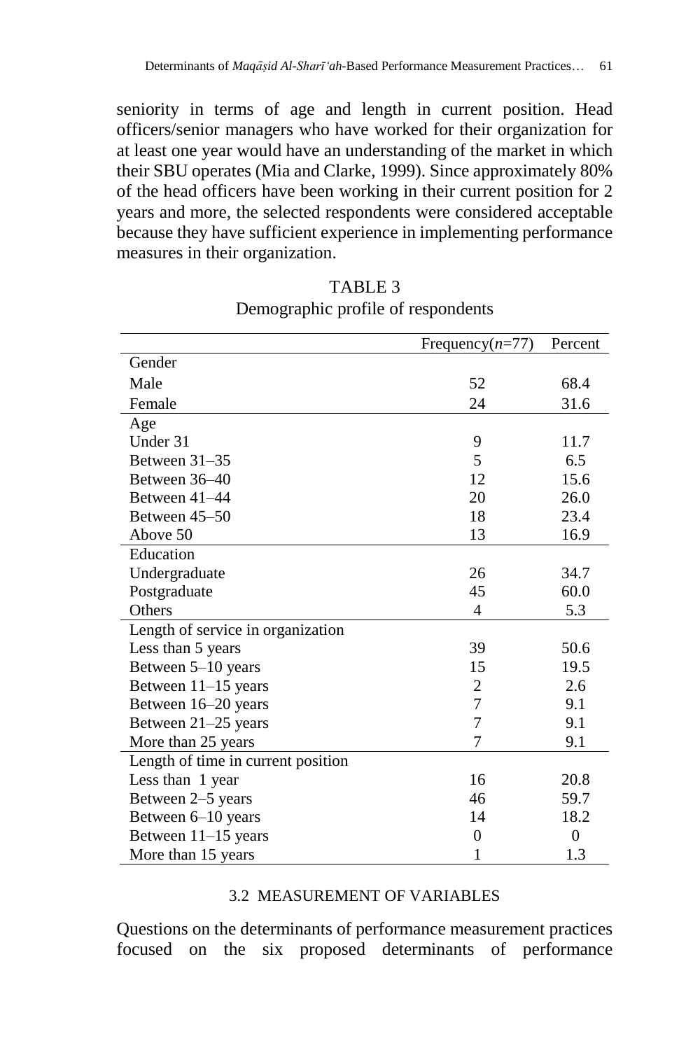seniority in terms of age and length in current position. Head officers/senior managers who have worked for their organization for at least one year would have an understanding of the market in which their SBU operates (Mia and Clarke, 1999). Since approximately 80% of the head officers have been working in their current position for 2 years and more, the selected respondents were considered acceptable because they have sufficient experience in implementing performance measures in their organization.

TABLE 3
Demographic profile of respondents

| | Frequency(*n*=77) | Percent |
|---|---|---|
| Gender | | |
| Male | 52 | 68.4 |
| Female | 24 | 31.6 |
| Age | | |
| Under 31 | 9 | 11.7 |
| Between 31–35 | 5 | 6.5 |
| Between 36–40 | 12 | 15.6 |
| Between 41–44 | 20 | 26.0 |
| Between 45–50 | 18 | 23.4 |
| Above 50 | 13 | 16.9 |
| Education | | |
| Undergraduate | 26 | 34.7 |
| Postgraduate | 45 | 60.0 |
| Others | 4 | 5.3 |
| Length of service in organization | | |
| Less than 5 years | 39 | 50.6 |
| Between 5–10 years | 15 | 19.5 |
| Between 11–15 years | 2 | 2.6 |
| Between 16–20 years | 7 | 9.1 |
| Between 21–25 years | 7 | 9.1 |
| More than 25 years | 7 | 9.1 |
| Length of time in current position | | |
| Less than 1 year | 16 | 20.8 |
| Between 2–5 years | 46 | 59.7 |
| Between 6–10 years | 14 | 18.2 |
| Between 11–15 years | 0 | 0 |
| More than 15 years | 1 | 1.3 |

### 3.2 MEASUREMENT OF VARIABLES

Questions on the determinants of performance measurement practices focused on the six proposed determinants of performance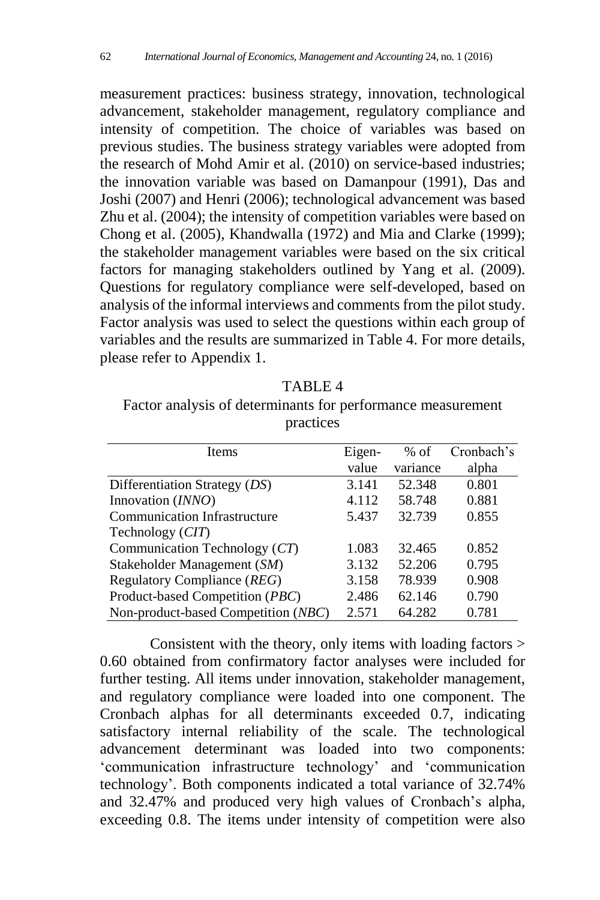measurement practices: business strategy, innovation, technological advancement, stakeholder management, regulatory compliance and intensity of competition. The choice of variables was based on previous studies. The business strategy variables were adopted from the research of Mohd Amir et al. (2010) on service-based industries; the innovation variable was based on Damanpour (1991), Das and Joshi (2007) and Henri (2006); technological advancement was based Zhu et al. (2004); the intensity of competition variables were based on Chong et al. (2005), Khandwalla (1972) and Mia and Clarke (1999); the stakeholder management variables were based on the six critical factors for managing stakeholders outlined by Yang et al. (2009). Questions for regulatory compliance were self-developed, based on analysis of the informal interviews and comments from the pilot study. Factor analysis was used to select the questions within each group of variables and the results are summarized in Table 4. For more details, please refer to Appendix 1.

TABLE 4
Factor analysis of determinants for performance measurement practices

| Items | Eigen-value | % of variance | Cronbach's alpha |
|---|---|---|---|
| Differentiation Strategy (*DS*) | 3.141 | 52.348 | 0.801 |
| Innovation (*INNO*) | 4.112 | 58.748 | 0.881 |
| Communication Infrastructure Technology (*CIT*) | 5.437 | 32.739 | 0.855 |
| Communication Technology (*CT*) | 1.083 | 32.465 | 0.852 |
| Stakeholder Management (*SM*) | 3.132 | 52.206 | 0.795 |
| Regulatory Compliance (*REG*) | 3.158 | 78.939 | 0.908 |
| Product-based Competition (*PBC*) | 2.486 | 62.146 | 0.790 |
| Non-product-based Competition (*NBC*) | 2.571 | 64.282 | 0.781 |

Consistent with the theory, only items with loading factors > 0.60 obtained from confirmatory factor analyses were included for further testing. All items under innovation, stakeholder management, and regulatory compliance were loaded into one component. The Cronbach alphas for all determinants exceeded 0.7, indicating satisfactory internal reliability of the scale. The technological advancement determinant was loaded into two components: 'communication infrastructure technology' and 'communication technology'. Both components indicated a total variance of 32.74% and 32.47% and produced very high values of Cronbach's alpha, exceeding 0.8. The items under intensity of competition were also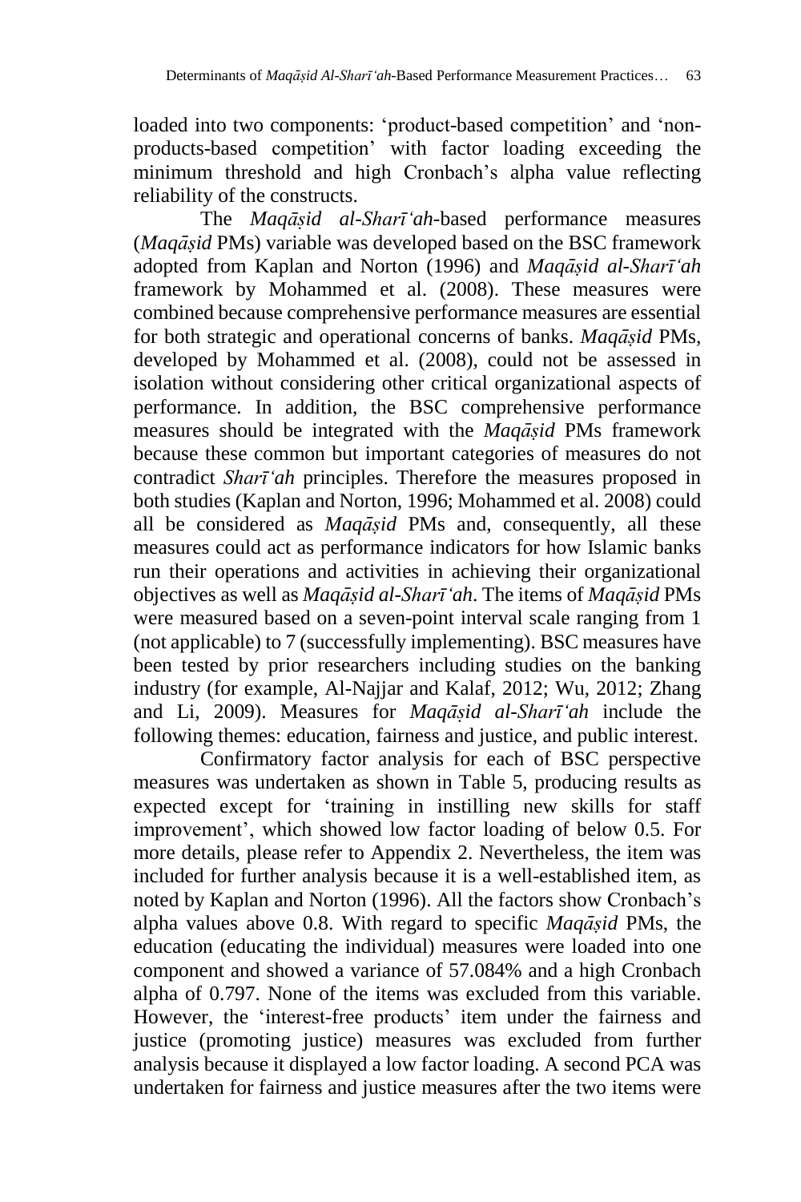loaded into two components: 'product-based competition' and 'non-products-based competition' with factor loading exceeding the minimum threshold and high Cronbach's alpha value reflecting reliability of the constructs.

The *Maqāṣid al-Sharīʻah*-based performance measures (*Maqāṣid* PMs) variable was developed based on the BSC framework adopted from Kaplan and Norton (1996) and *Maqāṣid al-Sharīʻah* framework by Mohammed et al. (2008). These measures were combined because comprehensive performance measures are essential for both strategic and operational concerns of banks. *Maqāṣid* PMs, developed by Mohammed et al. (2008), could not be assessed in isolation without considering other critical organizational aspects of performance. In addition, the BSC comprehensive performance measures should be integrated with the *Maqāṣid* PMs framework because these common but important categories of measures do not contradict *Sharīʻah* principles. Therefore the measures proposed in both studies (Kaplan and Norton, 1996; Mohammed et al. 2008) could all be considered as *Maqāṣid* PMs and, consequently, all these measures could act as performance indicators for how Islamic banks run their operations and activities in achieving their organizational objectives as well as *Maqāṣid al-Sharīʻah*. The items of *Maqāṣid* PMs were measured based on a seven-point interval scale ranging from 1 (not applicable) to 7 (successfully implementing). BSC measures have been tested by prior researchers including studies on the banking industry (for example, Al-Najjar and Kalaf, 2012; Wu, 2012; Zhang and Li, 2009). Measures for *Maqāṣid al-Sharīʻah* include the following themes: education, fairness and justice, and public interest.

Confirmatory factor analysis for each of BSC perspective measures was undertaken as shown in Table 5, producing results as expected except for 'training in instilling new skills for staff improvement', which showed low factor loading of below 0.5. For more details, please refer to Appendix 2. Nevertheless, the item was included for further analysis because it is a well-established item, as noted by Kaplan and Norton (1996). All the factors show Cronbach's alpha values above 0.8. With regard to specific *Maqāṣid* PMs, the education (educating the individual) measures were loaded into one component and showed a variance of 57.084% and a high Cronbach alpha of 0.797. None of the items was excluded from this variable. However, the 'interest-free products' item under the fairness and justice (promoting justice) measures was excluded from further analysis because it displayed a low factor loading. A second PCA was undertaken for fairness and justice measures after the two items were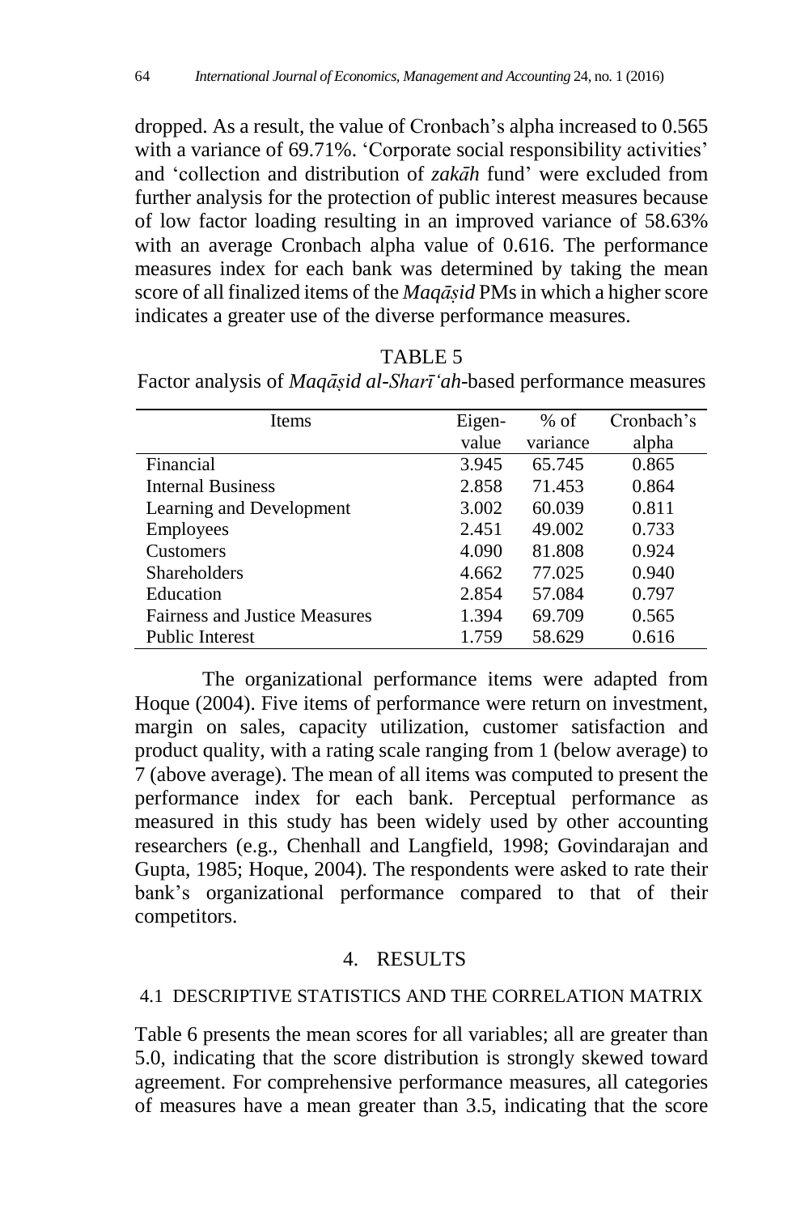dropped. As a result, the value of Cronbach's alpha increased to 0.565 with a variance of 69.71%. 'Corporate social responsibility activities' and 'collection and distribution of *zakāh* fund' were excluded from further analysis for the protection of public interest measures because of low factor loading resulting in an improved variance of 58.63% with an average Cronbach alpha value of 0.616. The performance measures index for each bank was determined by taking the mean score of all finalized items of the *Maqāṣid* PMs in which a higher score indicates a greater use of the diverse performance measures.

TABLE 5

Factor analysis of *Maqāṣid al-Sharīʻah*-based performance measures

| Items | Eigen-value | % of variance | Cronbach's alpha |
|---|---|---|---|
| Financial | 3.945 | 65.745 | 0.865 |
| Internal Business | 2.858 | 71.453 | 0.864 |
| Learning and Development | 3.002 | 60.039 | 0.811 |
| Employees | 2.451 | 49.002 | 0.733 |
| Customers | 4.090 | 81.808 | 0.924 |
| Shareholders | 4.662 | 77.025 | 0.940 |
| Education | 2.854 | 57.084 | 0.797 |
| Fairness and Justice Measures | 1.394 | 69.709 | 0.565 |
| Public Interest | 1.759 | 58.629 | 0.616 |

The organizational performance items were adapted from Hoque (2004). Five items of performance were return on investment, margin on sales, capacity utilization, customer satisfaction and product quality, with a rating scale ranging from 1 (below average) to 7 (above average). The mean of all items was computed to present the performance index for each bank. Perceptual performance as measured in this study has been widely used by other accounting researchers (e.g., Chenhall and Langfield, 1998; Govindarajan and Gupta, 1985; Hoque, 2004). The respondents were asked to rate their bank's organizational performance compared to that of their competitors.

## 4. RESULTS

### 4.1 DESCRIPTIVE STATISTICS AND THE CORRELATION MATRIX

Table 6 presents the mean scores for all variables; all are greater than 5.0, indicating that the score distribution is strongly skewed toward agreement. For comprehensive performance measures, all categories of measures have a mean greater than 3.5, indicating that the score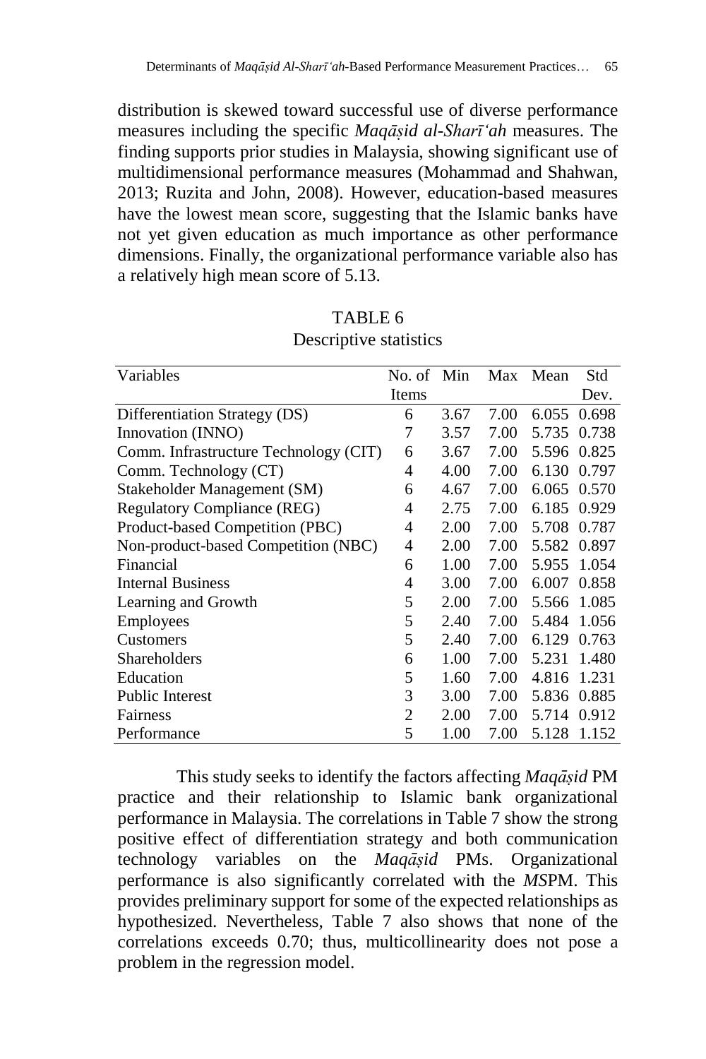distribution is skewed toward successful use of diverse performance measures including the specific *Maqāṣid al-Sharīʻah* measures. The finding supports prior studies in Malaysia, showing significant use of multidimensional performance measures (Mohammad and Shahwan, 2013; Ruzita and John, 2008). However, education-based measures have the lowest mean score, suggesting that the Islamic banks have not yet given education as much importance as other performance dimensions. Finally, the organizational performance variable also has a relatively high mean score of 5.13.

TABLE 6
Descriptive statistics

| Variables | No. of Items | Min | Max | Mean | Std Dev. |
|---|---|---|---|---|---|
| Differentiation Strategy (DS) | 6 | 3.67 | 7.00 | 6.055 | 0.698 |
| Innovation (INNO) | 7 | 3.57 | 7.00 | 5.735 | 0.738 |
| Comm. Infrastructure Technology (CIT) | 6 | 3.67 | 7.00 | 5.596 | 0.825 |
| Comm. Technology (CT) | 4 | 4.00 | 7.00 | 6.130 | 0.797 |
| Stakeholder Management (SM) | 6 | 4.67 | 7.00 | 6.065 | 0.570 |
| Regulatory Compliance (REG) | 4 | 2.75 | 7.00 | 6.185 | 0.929 |
| Product-based Competition (PBC) | 4 | 2.00 | 7.00 | 5.708 | 0.787 |
| Non-product-based Competition (NBC) | 4 | 2.00 | 7.00 | 5.582 | 0.897 |
| Financial | 6 | 1.00 | 7.00 | 5.955 | 1.054 |
| Internal Business | 4 | 3.00 | 7.00 | 6.007 | 0.858 |
| Learning and Growth | 5 | 2.00 | 7.00 | 5.566 | 1.085 |
| Employees | 5 | 2.40 | 7.00 | 5.484 | 1.056 |
| Customers | 5 | 2.40 | 7.00 | 6.129 | 0.763 |
| Shareholders | 6 | 1.00 | 7.00 | 5.231 | 1.480 |
| Education | 5 | 1.60 | 7.00 | 4.816 | 1.231 |
| Public Interest | 3 | 3.00 | 7.00 | 5.836 | 0.885 |
| Fairness | 2 | 2.00 | 7.00 | 5.714 | 0.912 |
| Performance | 5 | 1.00 | 7.00 | 5.128 | 1.152 |

This study seeks to identify the factors affecting *Maqāṣid* PM practice and their relationship to Islamic bank organizational performance in Malaysia. The correlations in Table 7 show the strong positive effect of differentiation strategy and both communication technology variables on the *Maqāṣid* PMs. Organizational performance is also significantly correlated with the *MS*PM. This provides preliminary support for some of the expected relationships as hypothesized. Nevertheless, Table 7 also shows that none of the correlations exceeds 0.70; thus, multicollinearity does not pose a problem in the regression model.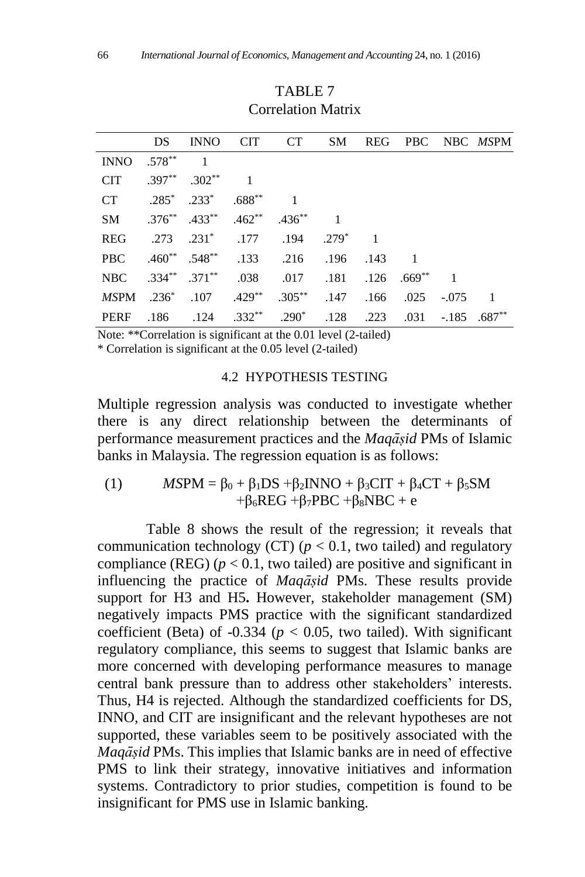TABLE 7
Correlation Matrix

| | DS | INNO | CIT | CT | SM | REG | PBC | NBC | *MS*PM |
|---|---|---|---|---|---|---|---|---|---|
| INNO | .578** | 1 | | | | | | | |
| CIT | .397** | .302** | 1 | | | | | | |
| CT | .285* | .233* | .688** | 1 | | | | | |
| SM | .376** | .433** | .462** | .436** | 1 | | | | |
| REG | .273 | .231* | .177 | .194 | .279* | 1 | | | |
| PBC | .460** | .548** | .133 | .216 | .196 | .143 | 1 | | |
| NBC | .334** | .371** | .038 | .017 | .181 | .126 | .669** | 1 | |
| *MS*PM | .236* | .107 | .429** | .305** | .147 | .166 | .025 | -.075 | 1 |
| PERF | .186 | .124 | .332** | .290* | .128 | .223 | .031 | -.185 | .687** |

Note: **Correlation is significant at the 0.01 level (2-tailed)
* Correlation is significant at the 0.05 level (2-tailed)

### 4.2 HYPOTHESIS TESTING

Multiple regression analysis was conducted to investigate whether there is any direct relationship between the determinants of performance measurement practices and the *Maqāṣid* PMs of Islamic banks in Malaysia. The regression equation is as follows:

$$(1) \qquad MSPM = \beta_0 + \beta_1 DS + \beta_2 INNO + \beta_3 CIT + \beta_4 CT + \beta_5 SM + \beta_6 REG + \beta_7 PBC + \beta_8 NBC + e$$

Table 8 shows the result of the regression; it reveals that communication technology (CT) ($p < 0.1$, two tailed) and regulatory compliance (REG) ($p < 0.1$, two tailed) are positive and significant in influencing the practice of *Maqāṣid* PMs. These results provide support for H3 and H5**.** However, stakeholder management (SM) negatively impacts PMS practice with the significant standardized coefficient (Beta) of -0.334 ($p < 0.05$, two tailed). With significant regulatory compliance, this seems to suggest that Islamic banks are more concerned with developing performance measures to manage central bank pressure than to address other stakeholders' interests. Thus, H4 is rejected. Although the standardized coefficients for DS, INNO, and CIT are insignificant and the relevant hypotheses are not supported, these variables seem to be positively associated with the *Maqāṣid* PMs. This implies that Islamic banks are in need of effective PMS to link their strategy, innovative initiatives and information systems. Contradictory to prior studies, competition is found to be insignificant for PMS use in Islamic banking.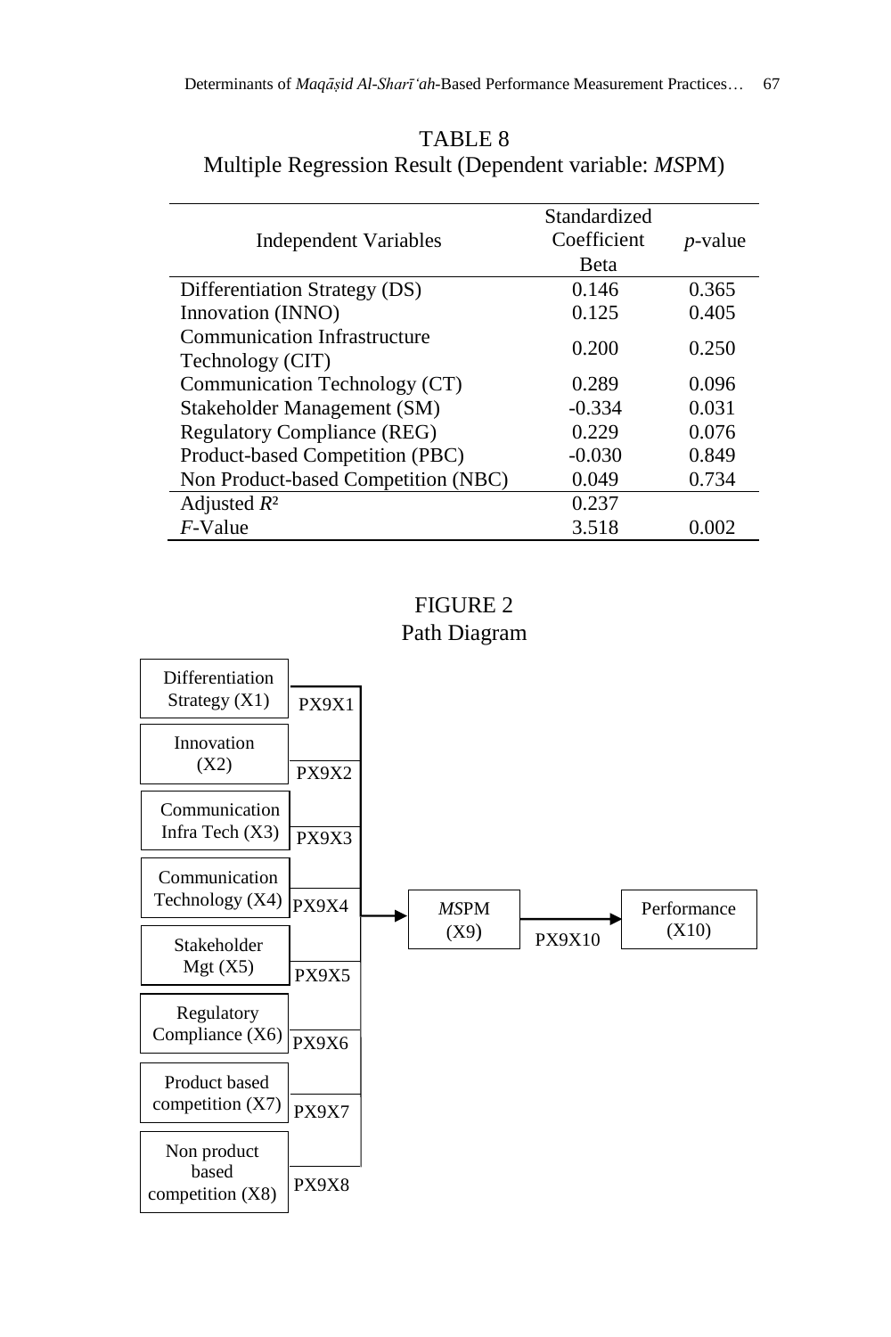TABLE 8
Multiple Regression Result (Dependent variable: *MS*PM)

| Independent Variables | Standardized Coefficient Beta | *p*-value |
|---|---|---|
| Differentiation Strategy (DS) | 0.146 | 0.365 |
| Innovation (INNO) | 0.125 | 0.405 |
| Communication Infrastructure Technology (CIT) | 0.200 | 0.250 |
| Communication Technology (CT) | 0.289 | 0.096 |
| Stakeholder Management (SM) | -0.334 | 0.031 |
| Regulatory Compliance (REG) | 0.229 | 0.076 |
| Product-based Competition (PBC) | -0.030 | 0.849 |
| Non Product-based Competition (NBC) | 0.049 | 0.734 |
| Adjusted $R^2$ | 0.237 | |
| *F*-Value | 3.518 | 0.002 |

FIGURE 2
Path Diagram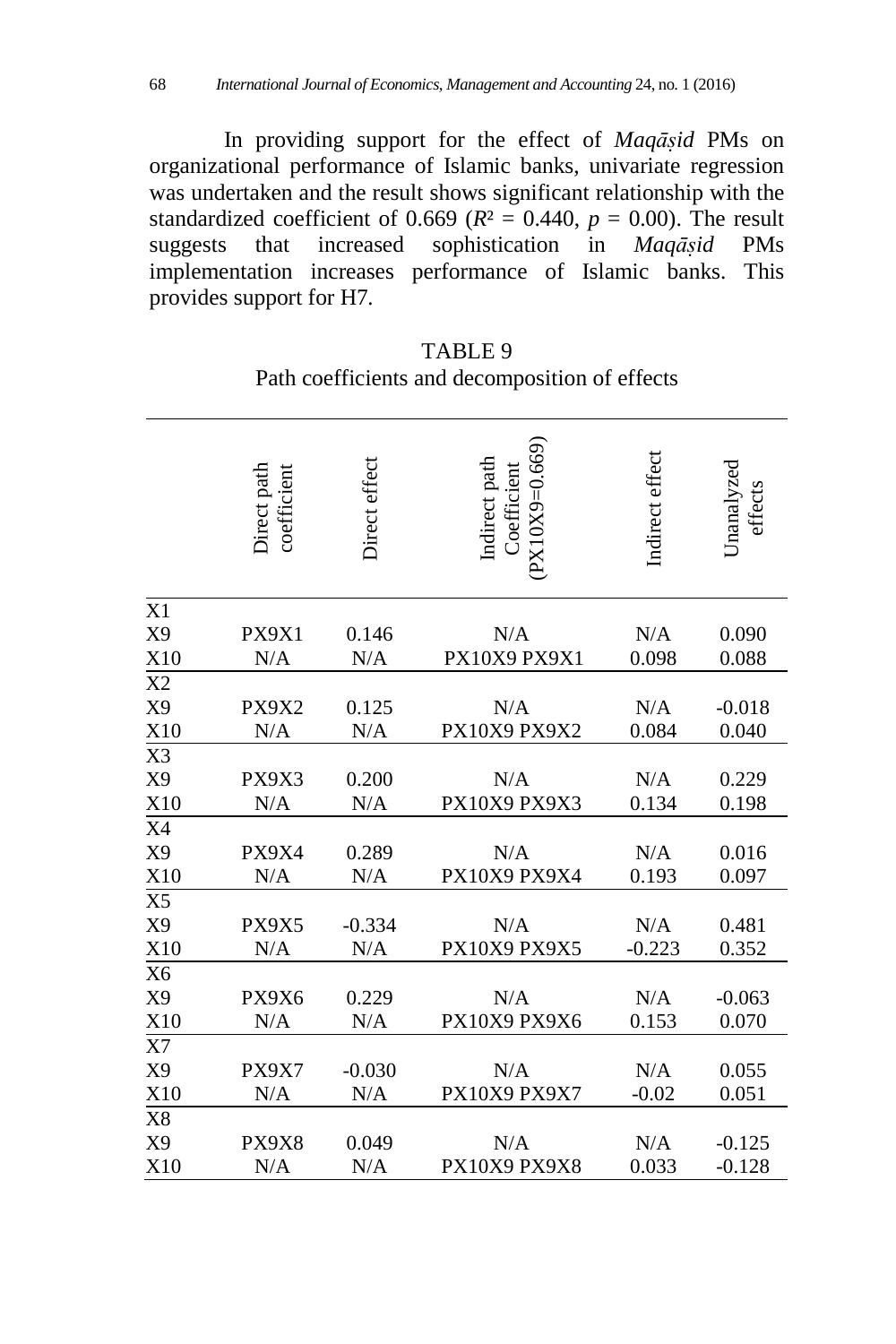In providing support for the effect of *Maqāṣid* PMs on organizational performance of Islamic banks, univariate regression was undertaken and the result shows significant relationship with the standardized coefficient of 0.669 ($R^2$ = 0.440, $p$ = 0.00). The result suggests that increased sophistication in *Maqāṣid* PMs implementation increases performance of Islamic banks. This provides support for H7.

TABLE 9
Path coefficients and decomposition of effects

| | Direct path coefficient | Direct effect | Indirect path Coefficient (PX10X9=0.669) | Indirect effect | Unanalyzed effects |
|---|---|---|---|---|---|
| X1 | | | | | |
| X9 | PX9X1 | 0.146 | N/A | N/A | 0.090 |
| X10 | N/A | N/A | PX10X9 PX9X1 | 0.098 | 0.088 |
| X2 | | | | | |
| X9 | PX9X2 | 0.125 | N/A | N/A | -0.018 |
| X10 | N/A | N/A | PX10X9 PX9X2 | 0.084 | 0.040 |
| X3 | | | | | |
| X9 | PX9X3 | 0.200 | N/A | N/A | 0.229 |
| X10 | N/A | N/A | PX10X9 PX9X3 | 0.134 | 0.198 |
| X4 | | | | | |
| X9 | PX9X4 | 0.289 | N/A | N/A | 0.016 |
| X10 | N/A | N/A | PX10X9 PX9X4 | 0.193 | 0.097 |
| X5 | | | | | |
| X9 | PX9X5 | -0.334 | N/A | N/A | 0.481 |
| X10 | N/A | N/A | PX10X9 PX9X5 | -0.223 | 0.352 |
| X6 | | | | | |
| X9 | PX9X6 | 0.229 | N/A | N/A | -0.063 |
| X10 | N/A | N/A | PX10X9 PX9X6 | 0.153 | 0.070 |
| X7 | | | | | |
| X9 | PX9X7 | -0.030 | N/A | N/A | 0.055 |
| X10 | N/A | N/A | PX10X9 PX9X7 | -0.02 | 0.051 |
| X8 | | | | | |
| X9 | PX9X8 | 0.049 | N/A | N/A | -0.125 |
| X10 | N/A | N/A | PX10X9 PX9X8 | 0.033 | -0.128 |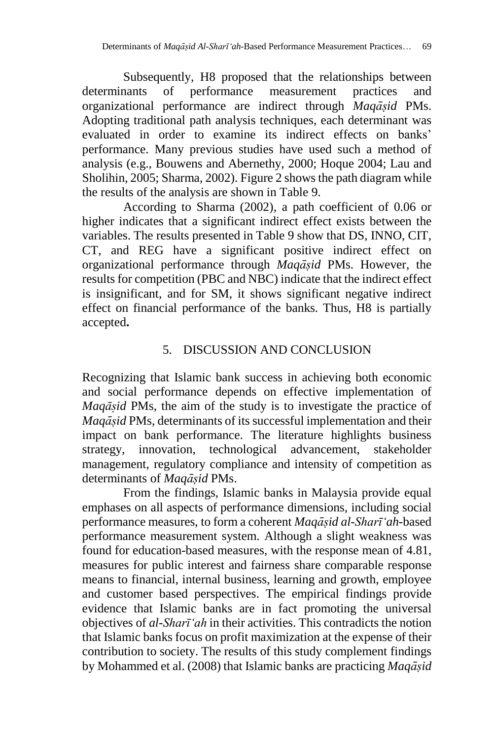Subsequently, H8 proposed that the relationships between determinants of performance measurement practices and organizational performance are indirect through *Maqāṣid* PMs. Adopting traditional path analysis techniques, each determinant was evaluated in order to examine its indirect effects on banks' performance. Many previous studies have used such a method of analysis (e.g., Bouwens and Abernethy, 2000; Hoque 2004; Lau and Sholihin, 2005; Sharma, 2002). Figure 2 shows the path diagram while the results of the analysis are shown in Table 9.

According to Sharma (2002), a path coefficient of 0.06 or higher indicates that a significant indirect effect exists between the variables. The results presented in Table 9 show that DS, INNO, CIT, CT, and REG have a significant positive indirect effect on organizational performance through *Maqāṣid* PMs. However, the results for competition (PBC and NBC) indicate that the indirect effect is insignificant, and for SM, it shows significant negative indirect effect on financial performance of the banks. Thus, H8 is partially accepted**.**

## 5. DISCUSSION AND CONCLUSION

Recognizing that Islamic bank success in achieving both economic and social performance depends on effective implementation of *Maqāṣid* PMs, the aim of the study is to investigate the practice of *Maqāṣid* PMs, determinants of its successful implementation and their impact on bank performance. The literature highlights business strategy, innovation, technological advancement, stakeholder management, regulatory compliance and intensity of competition as determinants of *Maqāṣid* PMs.

From the findings, Islamic banks in Malaysia provide equal emphases on all aspects of performance dimensions, including social performance measures, to form a coherent *Maqāṣid al-Sharīʻah*-based performance measurement system. Although a slight weakness was found for education-based measures, with the response mean of 4.81, measures for public interest and fairness share comparable response means to financial, internal business, learning and growth, employee and customer based perspectives. The empirical findings provide evidence that Islamic banks are in fact promoting the universal objectives of *al-Sharīʻah* in their activities. This contradicts the notion that Islamic banks focus on profit maximization at the expense of their contribution to society. The results of this study complement findings by Mohammed et al. (2008) that Islamic banks are practicing *Maqāṣid*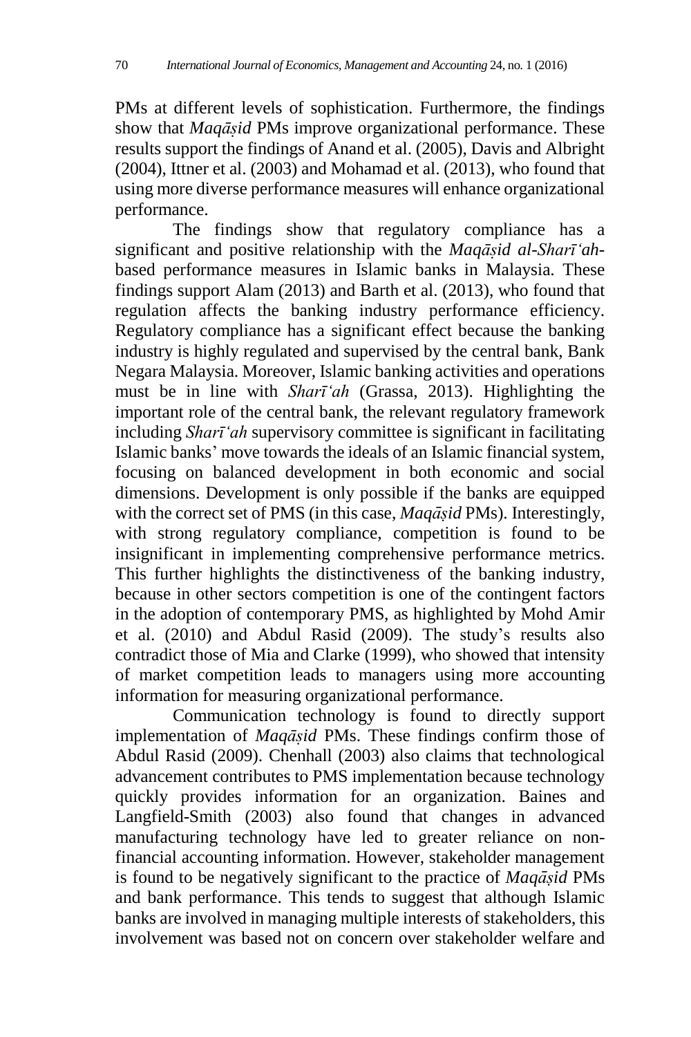PMs at different levels of sophistication. Furthermore, the findings show that *Maqāṣid* PMs improve organizational performance. These results support the findings of Anand et al. (2005), Davis and Albright (2004), Ittner et al. (2003) and Mohamad et al. (2013), who found that using more diverse performance measures will enhance organizational performance.

The findings show that regulatory compliance has a significant and positive relationship with the *Maqāṣid al-Sharīʻah*-based performance measures in Islamic banks in Malaysia. These findings support Alam (2013) and Barth et al. (2013), who found that regulation affects the banking industry performance efficiency. Regulatory compliance has a significant effect because the banking industry is highly regulated and supervised by the central bank, Bank Negara Malaysia. Moreover, Islamic banking activities and operations must be in line with *Sharīʻah* (Grassa, 2013). Highlighting the important role of the central bank, the relevant regulatory framework including *Sharīʻah* supervisory committee is significant in facilitating Islamic banks' move towards the ideals of an Islamic financial system, focusing on balanced development in both economic and social dimensions. Development is only possible if the banks are equipped with the correct set of PMS (in this case, *Maqāṣid* PMs). Interestingly, with strong regulatory compliance, competition is found to be insignificant in implementing comprehensive performance metrics. This further highlights the distinctiveness of the banking industry, because in other sectors competition is one of the contingent factors in the adoption of contemporary PMS, as highlighted by Mohd Amir et al. (2010) and Abdul Rasid (2009). The study's results also contradict those of Mia and Clarke (1999), who showed that intensity of market competition leads to managers using more accounting information for measuring organizational performance.

Communication technology is found to directly support implementation of *Maqāṣid* PMs. These findings confirm those of Abdul Rasid (2009). Chenhall (2003) also claims that technological advancement contributes to PMS implementation because technology quickly provides information for an organization. Baines and Langfield-Smith (2003) also found that changes in advanced manufacturing technology have led to greater reliance on non-financial accounting information. However, stakeholder management is found to be negatively significant to the practice of *Maqāṣid* PMs and bank performance. This tends to suggest that although Islamic banks are involved in managing multiple interests of stakeholders, this involvement was based not on concern over stakeholder welfare and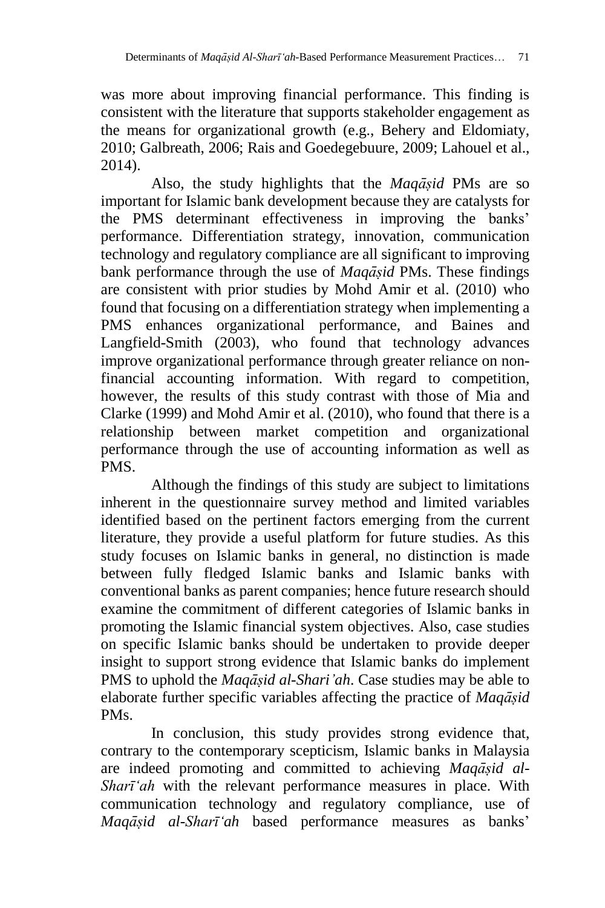was more about improving financial performance. This finding is consistent with the literature that supports stakeholder engagement as the means for organizational growth (e.g., Behery and Eldomiaty, 2010; Galbreath, 2006; Rais and Goedegebuure, 2009; Lahouel et al., 2014).

Also, the study highlights that the *Maqāṣid* PMs are so important for Islamic bank development because they are catalysts for the PMS determinant effectiveness in improving the banks' performance. Differentiation strategy, innovation, communication technology and regulatory compliance are all significant to improving bank performance through the use of *Maqāṣid* PMs. These findings are consistent with prior studies by Mohd Amir et al. (2010) who found that focusing on a differentiation strategy when implementing a PMS enhances organizational performance, and Baines and Langfield-Smith (2003), who found that technology advances improve organizational performance through greater reliance on non-financial accounting information. With regard to competition, however, the results of this study contrast with those of Mia and Clarke (1999) and Mohd Amir et al. (2010), who found that there is a relationship between market competition and organizational performance through the use of accounting information as well as PMS.

Although the findings of this study are subject to limitations inherent in the questionnaire survey method and limited variables identified based on the pertinent factors emerging from the current literature, they provide a useful platform for future studies. As this study focuses on Islamic banks in general, no distinction is made between fully fledged Islamic banks and Islamic banks with conventional banks as parent companies; hence future research should examine the commitment of different categories of Islamic banks in promoting the Islamic financial system objectives. Also, case studies on specific Islamic banks should be undertaken to provide deeper insight to support strong evidence that Islamic banks do implement PMS to uphold the *Maqāṣid al-Shari'ah*. Case studies may be able to elaborate further specific variables affecting the practice of *Maqāṣid* PMs.

In conclusion, this study provides strong evidence that, contrary to the contemporary scepticism, Islamic banks in Malaysia are indeed promoting and committed to achieving *Maqāṣid al-Sharī'ah* with the relevant performance measures in place. With communication technology and regulatory compliance, use of *Maqāṣid al-Sharī'ah* based performance measures as banks'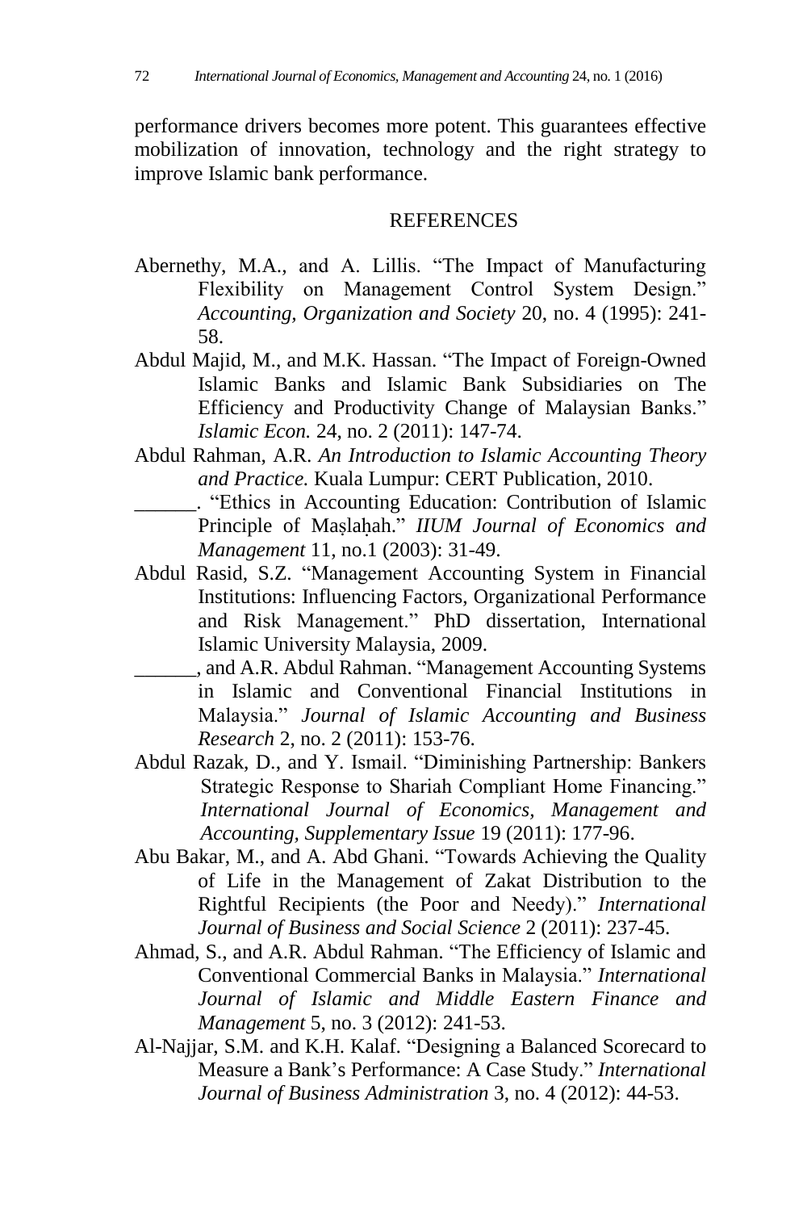performance drivers becomes more potent. This guarantees effective mobilization of innovation, technology and the right strategy to improve Islamic bank performance.

## REFERENCES

Abernethy, M.A., and A. Lillis. "The Impact of Manufacturing Flexibility on Management Control System Design." *Accounting, Organization and Society* 20, no. 4 (1995): 241-58.

Abdul Majid, M., and M.K. Hassan. "The Impact of Foreign-Owned Islamic Banks and Islamic Bank Subsidiaries on The Efficiency and Productivity Change of Malaysian Banks." *Islamic Econ.* 24, no. 2 (2011): 147-74.

Abdul Rahman, A.R. *An Introduction to Islamic Accounting Theory and Practice.* Kuala Lumpur: CERT Publication, 2010.

______. "Ethics in Accounting Education: Contribution of Islamic Principle of Maṣlaḥah." *IIUM Journal of Economics and Management* 11, no.1 (2003): 31-49.

Abdul Rasid, S.Z. "Management Accounting System in Financial Institutions: Influencing Factors, Organizational Performance and Risk Management." PhD dissertation, International Islamic University Malaysia, 2009.

______, and A.R. Abdul Rahman. "Management Accounting Systems in Islamic and Conventional Financial Institutions in Malaysia." *Journal of Islamic Accounting and Business Research* 2, no. 2 (2011): 153-76.

Abdul Razak, D., and Y. Ismail. "Diminishing Partnership: Bankers Strategic Response to Shariah Compliant Home Financing." *International Journal of Economics, Management and Accounting, Supplementary Issue* 19 (2011): 177-96.

Abu Bakar, M., and A. Abd Ghani. "Towards Achieving the Quality of Life in the Management of Zakat Distribution to the Rightful Recipients (the Poor and Needy)." *International Journal of Business and Social Science* 2 (2011): 237-45.

Ahmad, S., and A.R. Abdul Rahman. "The Efficiency of Islamic and Conventional Commercial Banks in Malaysia." *International Journal of Islamic and Middle Eastern Finance and Management* 5, no. 3 (2012): 241-53.

Al-Najjar, S.M. and K.H. Kalaf. "Designing a Balanced Scorecard to Measure a Bank's Performance: A Case Study." *International Journal of Business Administration* 3, no. 4 (2012): 44-53.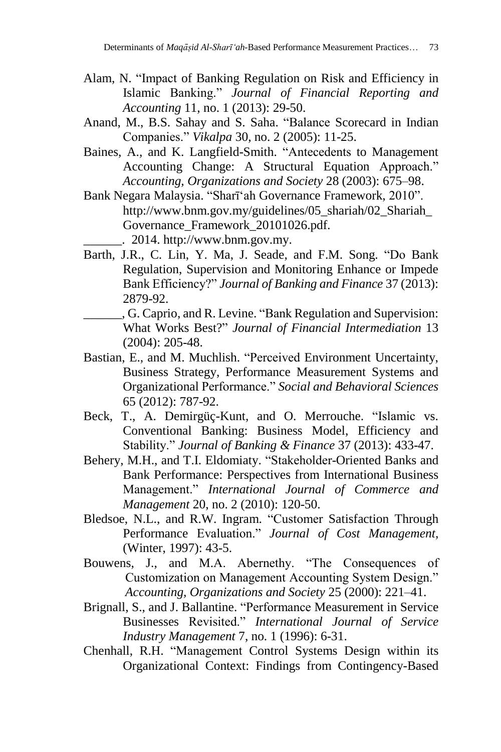Alam, N. "Impact of Banking Regulation on Risk and Efficiency in Islamic Banking." *Journal of Financial Reporting and Accounting* 11, no. 1 (2013): 29-50.

Anand, M., B.S. Sahay and S. Saha. "Balance Scorecard in Indian Companies." *Vikalpa* 30, no. 2 (2005): 11-25.

Baines, A., and K. Langfield-Smith. "Antecedents to Management Accounting Change: A Structural Equation Approach." *Accounting, Organizations and Society* 28 (2003): 675–98.

Bank Negara Malaysia. "Sharīʿah Governance Framework, 2010". http://www.bnm.gov.my/guidelines/05_shariah/02_Shariah_Governance_Framework_20101026.pdf.

______. 2014. http://www.bnm.gov.my.

Barth, J.R., C. Lin, Y. Ma, J. Seade, and F.M. Song. "Do Bank Regulation, Supervision and Monitoring Enhance or Impede Bank Efficiency?" *Journal of Banking and Finance* 37 (2013): 2879-92.

______, G. Caprio, and R. Levine. "Bank Regulation and Supervision: What Works Best?" *Journal of Financial Intermediation* 13 (2004): 205-48.

Bastian, E., and M. Muchlish. "Perceived Environment Uncertainty, Business Strategy, Performance Measurement Systems and Organizational Performance." *Social and Behavioral Sciences* 65 (2012): 787-92.

Beck, T., A. Demirgüç-Kunt, and O. Merrouche. "Islamic vs. Conventional Banking: Business Model, Efficiency and Stability." *Journal of Banking & Finance* 37 (2013): 433-47.

Behery, M.H., and T.I. Eldomiaty. "Stakeholder-Oriented Banks and Bank Performance: Perspectives from International Business Management." *International Journal of Commerce and Management* 20, no. 2 (2010): 120-50.

Bledsoe, N.L., and R.W. Ingram. "Customer Satisfaction Through Performance Evaluation." *Journal of Cost Management*, (Winter, 1997): 43-5.

Bouwens, J., and M.A. Abernethy. "The Consequences of Customization on Management Accounting System Design." *Accounting, Organizations and Society* 25 (2000): 221–41.

Brignall, S., and J. Ballantine. "Performance Measurement in Service Businesses Revisited." *International Journal of Service Industry Management* 7, no. 1 (1996): 6-31.

Chenhall, R.H. "Management Control Systems Design within its Organizational Context: Findings from Contingency-Based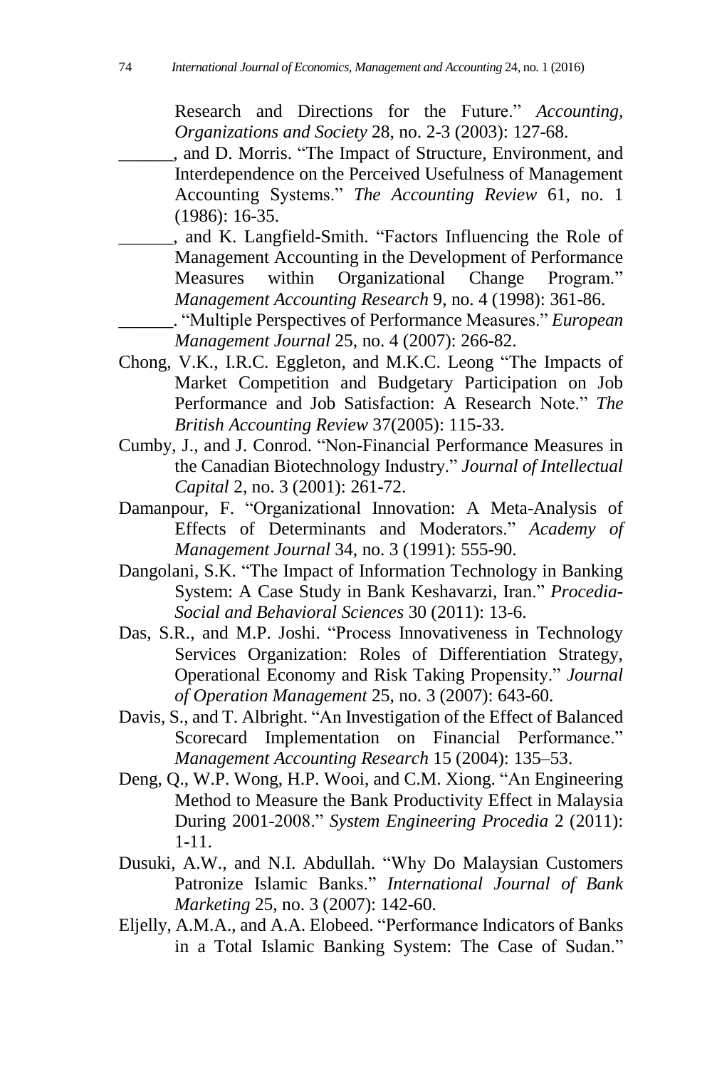Research and Directions for the Future." *Accounting, Organizations and Society* 28, no. 2-3 (2003): 127-68.

______, and D. Morris. "The Impact of Structure, Environment, and Interdependence on the Perceived Usefulness of Management Accounting Systems." *The Accounting Review* 61, no. 1 (1986): 16-35.

______, and K. Langfield-Smith. "Factors Influencing the Role of Management Accounting in the Development of Performance Measures within Organizational Change Program." *Management Accounting Research* 9, no. 4 (1998): 361-86.

______. "Multiple Perspectives of Performance Measures." *European Management Journal* 25, no. 4 (2007): 266-82.

Chong, V.K., I.R.C. Eggleton, and M.K.C. Leong "The Impacts of Market Competition and Budgetary Participation on Job Performance and Job Satisfaction: A Research Note." *The British Accounting Review* 37(2005): 115-33.

Cumby, J., and J. Conrod. "Non-Financial Performance Measures in the Canadian Biotechnology Industry." *Journal of Intellectual Capital* 2, no. 3 (2001): 261-72.

Damanpour, F. "Organizational Innovation: A Meta-Analysis of Effects of Determinants and Moderators." *Academy of Management Journal* 34, no. 3 (1991): 555-90.

Dangolani, S.K. "The Impact of Information Technology in Banking System: A Case Study in Bank Keshavarzi, Iran." *Procedia-Social and Behavioral Sciences* 30 (2011): 13-6.

Das, S.R., and M.P. Joshi. "Process Innovativeness in Technology Services Organization: Roles of Differentiation Strategy, Operational Economy and Risk Taking Propensity." *Journal of Operation Management* 25, no. 3 (2007): 643-60.

Davis, S., and T. Albright. "An Investigation of the Effect of Balanced Scorecard Implementation on Financial Performance." *Management Accounting Research* 15 (2004): 135–53.

Deng, Q., W.P. Wong, H.P. Wooi, and C.M. Xiong. "An Engineering Method to Measure the Bank Productivity Effect in Malaysia During 2001-2008." *System Engineering Procedia* 2 (2011): 1-11.

Dusuki, A.W., and N.I. Abdullah. "Why Do Malaysian Customers Patronize Islamic Banks." *International Journal of Bank Marketing* 25, no. 3 (2007): 142-60.

Eljelly, A.M.A., and A.A. Elobeed. "Performance Indicators of Banks in a Total Islamic Banking System: The Case of Sudan."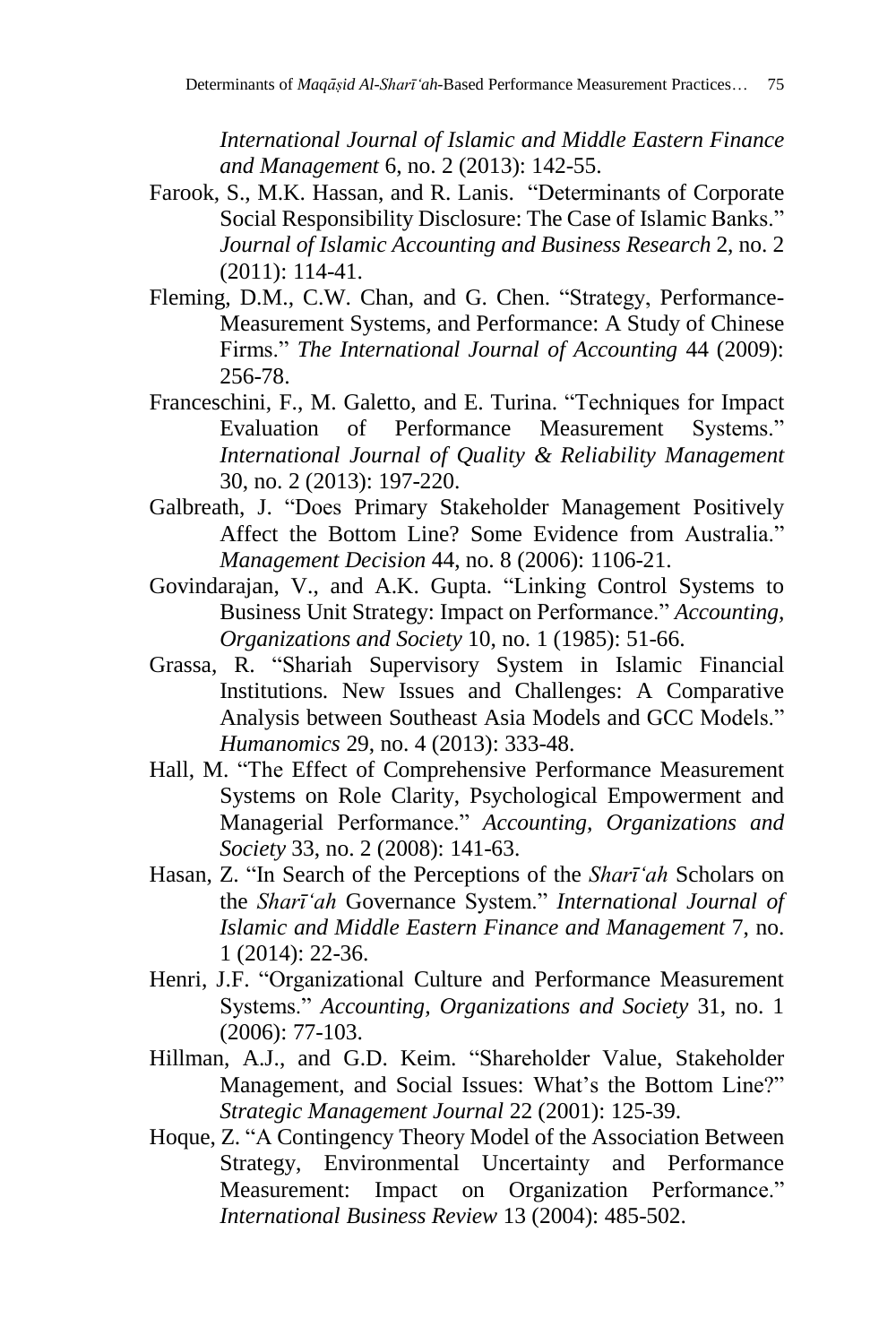*International Journal of Islamic and Middle Eastern Finance and Management* 6, no. 2 (2013): 142-55.

Farook, S., M.K. Hassan, and R. Lanis. "Determinants of Corporate Social Responsibility Disclosure: The Case of Islamic Banks." *Journal of Islamic Accounting and Business Research* 2, no. 2 (2011): 114-41.

Fleming, D.M., C.W. Chan, and G. Chen. "Strategy, Performance-Measurement Systems, and Performance: A Study of Chinese Firms." *The International Journal of Accounting* 44 (2009): 256-78.

Franceschini, F., M. Galetto, and E. Turina. "Techniques for Impact Evaluation of Performance Measurement Systems." *International Journal of Quality & Reliability Management* 30, no. 2 (2013): 197-220.

Galbreath, J. "Does Primary Stakeholder Management Positively Affect the Bottom Line? Some Evidence from Australia." *Management Decision* 44, no. 8 (2006): 1106-21.

Govindarajan, V., and A.K. Gupta. "Linking Control Systems to Business Unit Strategy: Impact on Performance." *Accounting, Organizations and Society* 10, no. 1 (1985): 51-66.

Grassa, R. "Shariah Supervisory System in Islamic Financial Institutions. New Issues and Challenges: A Comparative Analysis between Southeast Asia Models and GCC Models." *Humanomics* 29, no. 4 (2013): 333-48.

Hall, M. "The Effect of Comprehensive Performance Measurement Systems on Role Clarity, Psychological Empowerment and Managerial Performance." *Accounting, Organizations and Society* 33, no. 2 (2008): 141-63.

Hasan, Z. "In Search of the Perceptions of the *Sharīʻah* Scholars on the *Sharīʻah* Governance System." *International Journal of Islamic and Middle Eastern Finance and Management* 7, no. 1 (2014): 22-36.

Henri, J.F. "Organizational Culture and Performance Measurement Systems." *Accounting, Organizations and Society* 31, no. 1 (2006): 77-103.

Hillman, A.J., and G.D. Keim. "Shareholder Value, Stakeholder Management, and Social Issues: What's the Bottom Line?" *Strategic Management Journal* 22 (2001): 125-39.

Hoque, Z. "A Contingency Theory Model of the Association Between Strategy, Environmental Uncertainty and Performance Measurement: Impact on Organization Performance." *International Business Review* 13 (2004): 485-502.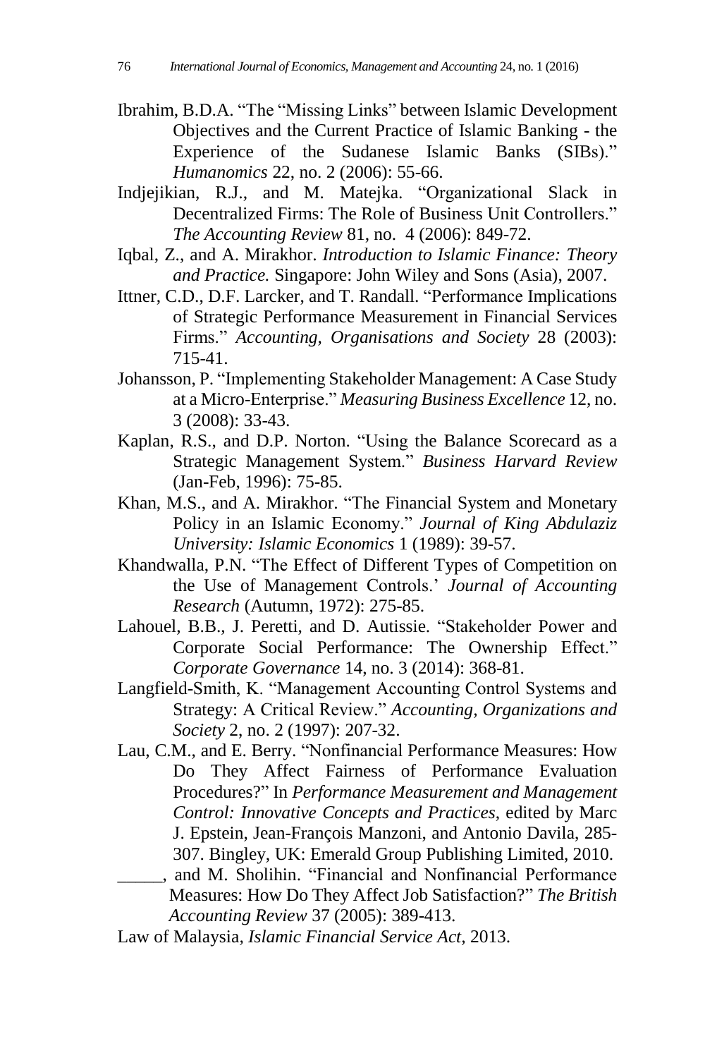Ibrahim, B.D.A. “The “Missing Links” between Islamic Development Objectives and the Current Practice of Islamic Banking - the Experience of the Sudanese Islamic Banks (SIBs).” *Humanomics* 22, no. 2 (2006): 55-66.

Indjejikian, R.J., and M. Matejka. “Organizational Slack in Decentralized Firms: The Role of Business Unit Controllers.” *The Accounting Review* 81, no. 4 (2006): 849-72.

Iqbal, Z., and A. Mirakhor. *Introduction to Islamic Finance: Theory and Practice.* Singapore: John Wiley and Sons (Asia), 2007.

Ittner, C.D., D.F. Larcker, and T. Randall. “Performance Implications of Strategic Performance Measurement in Financial Services Firms.” *Accounting, Organisations and Society* 28 (2003): 715-41.

Johansson, P. “Implementing Stakeholder Management: A Case Study at a Micro-Enterprise.” *Measuring Business Excellence* 12, no. 3 (2008): 33-43.

Kaplan, R.S., and D.P. Norton. “Using the Balance Scorecard as a Strategic Management System.” *Business Harvard Review* (Jan-Feb, 1996): 75-85.

Khan, M.S., and A. Mirakhor. “The Financial System and Monetary Policy in an Islamic Economy.” *Journal of King Abdulaziz University: Islamic Economics* 1 (1989): 39-57.

Khandwalla, P.N. “The Effect of Different Types of Competition on the Use of Management Controls.’ *Journal of Accounting Research* (Autumn, 1972): 275-85.

Lahouel, B.B., J. Peretti, and D. Autissie. “Stakeholder Power and Corporate Social Performance: The Ownership Effect.” *Corporate Governance* 14, no. 3 (2014): 368-81.

Langfield-Smith, K. “Management Accounting Control Systems and Strategy: A Critical Review.” *Accounting, Organizations and Society* 2, no. 2 (1997): 207-32.

Lau, C.M., and E. Berry. “Nonfinancial Performance Measures: How Do They Affect Fairness of Performance Evaluation Procedures?” In *Performance Measurement and Management Control: Innovative Concepts and Practices*, edited by Marc J. Epstein, Jean-François Manzoni, and Antonio Davila, 285-307. Bingley, UK: Emerald Group Publishing Limited, 2010.

_____, and M. Sholihin. “Financial and Nonfinancial Performance Measures: How Do They Affect Job Satisfaction?” *The British Accounting Review* 37 (2005): 389-413.

Law of Malaysia, *Islamic Financial Service Act*, 2013.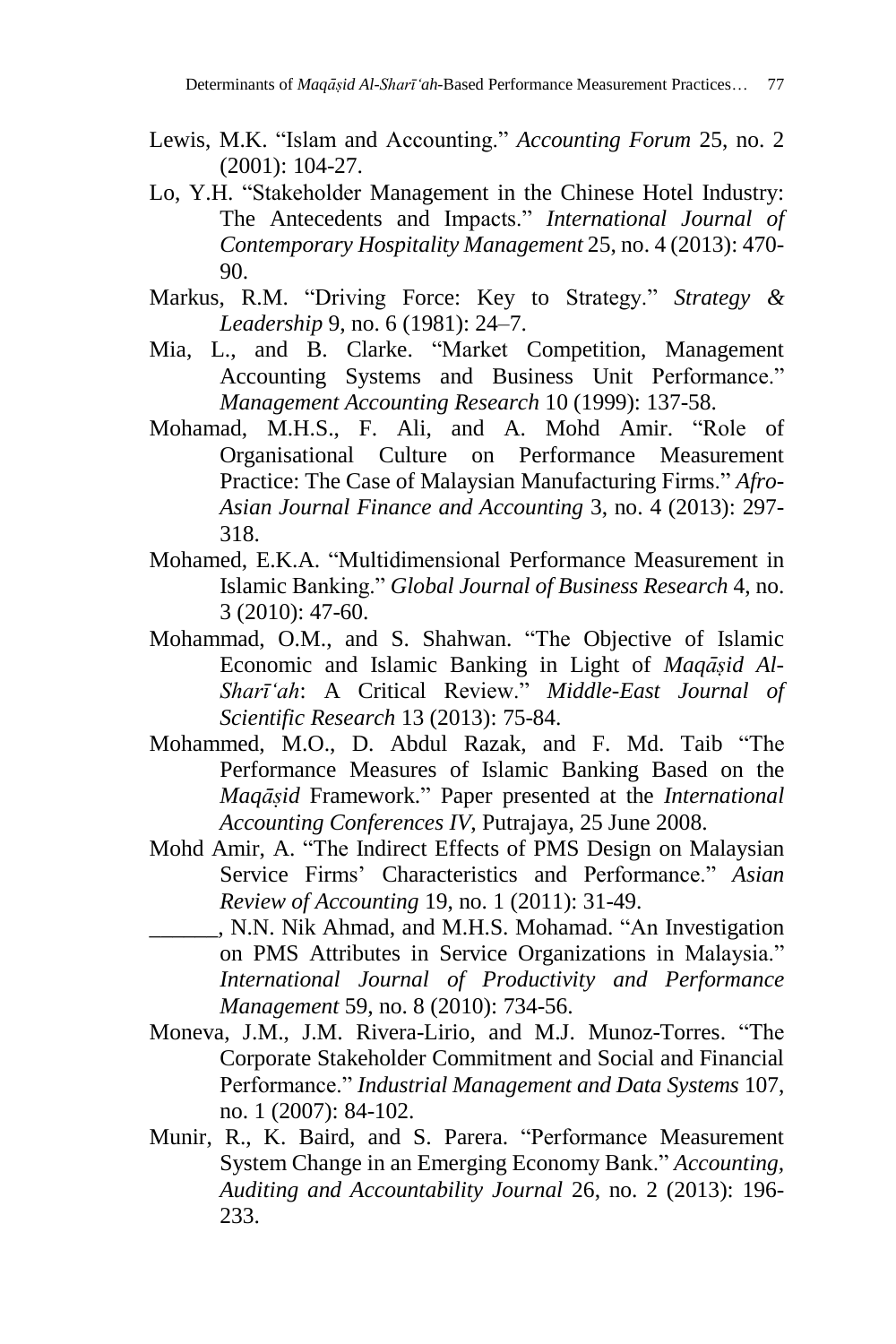Lewis, M.K. "Islam and Accounting." *Accounting Forum* 25, no. 2 (2001): 104-27.

Lo, Y.H. "Stakeholder Management in the Chinese Hotel Industry: The Antecedents and Impacts." *International Journal of Contemporary Hospitality Management* 25, no. 4 (2013): 470-90.

Markus, R.M. "Driving Force: Key to Strategy." *Strategy & Leadership* 9, no. 6 (1981): 24–7.

Mia, L., and B. Clarke. "Market Competition, Management Accounting Systems and Business Unit Performance." *Management Accounting Research* 10 (1999): 137-58.

Mohamad, M.H.S., F. Ali, and A. Mohd Amir. "Role of Organisational Culture on Performance Measurement Practice: The Case of Malaysian Manufacturing Firms." *Afro-Asian Journal Finance and Accounting* 3, no. 4 (2013): 297-318.

Mohamed, E.K.A. "Multidimensional Performance Measurement in Islamic Banking." *Global Journal of Business Research* 4, no. 3 (2010): 47-60.

Mohammad, O.M., and S. Shahwan. "The Objective of Islamic Economic and Islamic Banking in Light of *Maqāṣid Al-Sharīʻah*: A Critical Review." *Middle-East Journal of Scientific Research* 13 (2013): 75-84.

Mohammed, M.O., D. Abdul Razak, and F. Md. Taib "The Performance Measures of Islamic Banking Based on the *Maqāṣid* Framework." Paper presented at the *International Accounting Conferences IV*, Putrajaya, 25 June 2008.

Mohd Amir, A. "The Indirect Effects of PMS Design on Malaysian Service Firms' Characteristics and Performance." *Asian Review of Accounting* 19, no. 1 (2011): 31-49.

______, N.N. Nik Ahmad, and M.H.S. Mohamad. "An Investigation on PMS Attributes in Service Organizations in Malaysia." *International Journal of Productivity and Performance Management* 59, no. 8 (2010): 734-56.

Moneva, J.M., J.M. Rivera-Lirio, and M.J. Munoz-Torres. "The Corporate Stakeholder Commitment and Social and Financial Performance." *Industrial Management and Data Systems* 107, no. 1 (2007): 84-102.

Munir, R., K. Baird, and S. Parera. "Performance Measurement System Change in an Emerging Economy Bank." *Accounting, Auditing and Accountability Journal* 26, no. 2 (2013): 196-233.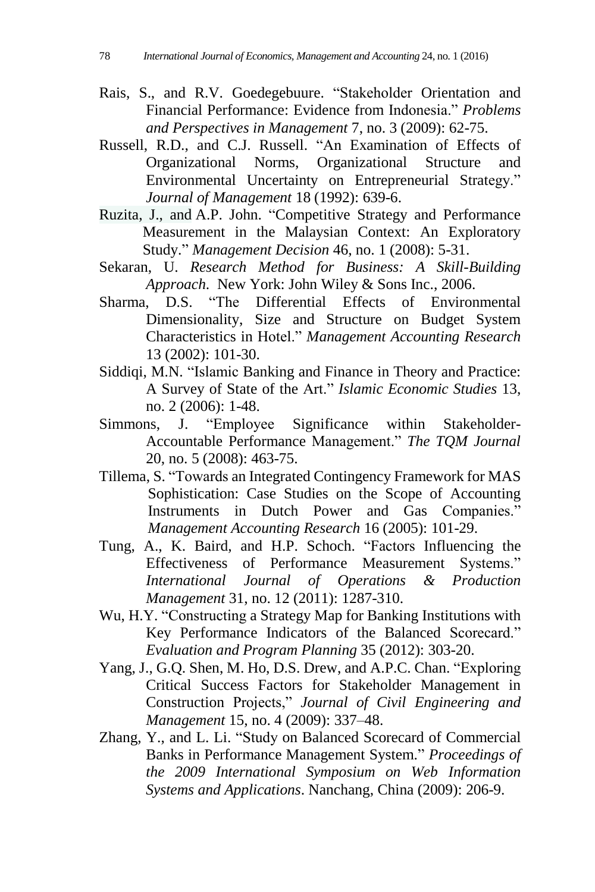Rais, S., and R.V. Goedegebuure. "Stakeholder Orientation and Financial Performance: Evidence from Indonesia." *Problems and Perspectives in Management* 7, no. 3 (2009): 62-75.

Russell, R.D., and C.J. Russell. "An Examination of Effects of Organizational Norms, Organizational Structure and Environmental Uncertainty on Entrepreneurial Strategy." *Journal of Management* 18 (1992): 639-6.

Ruzita, J., and A.P. John. "Competitive Strategy and Performance Measurement in the Malaysian Context: An Exploratory Study." *Management Decision* 46, no. 1 (2008): 5-31.

Sekaran, U. *Research Method for Business: A Skill-Building Approach*. New York: John Wiley & Sons Inc., 2006.

Sharma, D.S. "The Differential Effects of Environmental Dimensionality, Size and Structure on Budget System Characteristics in Hotel." *Management Accounting Research* 13 (2002): 101-30.

Siddiqi, M.N. "Islamic Banking and Finance in Theory and Practice: A Survey of State of the Art." *Islamic Economic Studies* 13, no. 2 (2006): 1-48.

Simmons, J. "Employee Significance within Stakeholder-Accountable Performance Management." *The TQM Journal* 20, no. 5 (2008): 463-75.

Tillema, S. "Towards an Integrated Contingency Framework for MAS Sophistication: Case Studies on the Scope of Accounting Instruments in Dutch Power and Gas Companies." *Management Accounting Research* 16 (2005): 101-29.

Tung, A., K. Baird, and H.P. Schoch. "Factors Influencing the Effectiveness of Performance Measurement Systems." *International Journal of Operations & Production Management* 31, no. 12 (2011): 1287-310.

Wu, H.Y. "Constructing a Strategy Map for Banking Institutions with Key Performance Indicators of the Balanced Scorecard." *Evaluation and Program Planning* 35 (2012): 303-20.

Yang, J., G.Q. Shen, M. Ho, D.S. Drew, and A.P.C. Chan. "Exploring Critical Success Factors for Stakeholder Management in Construction Projects," *Journal of Civil Engineering and Management* 15, no. 4 (2009): 337–48.

Zhang, Y., and L. Li. "Study on Balanced Scorecard of Commercial Banks in Performance Management System." *Proceedings of the 2009 International Symposium on Web Information Systems and Applications*. Nanchang, China (2009): 206-9.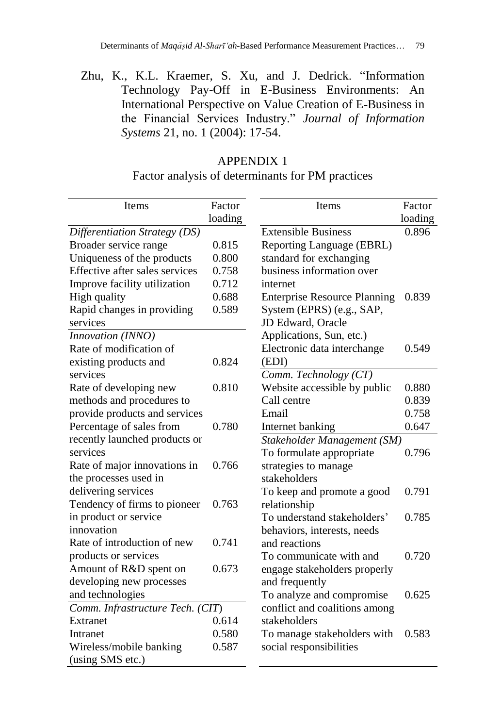Zhu, K., K.L. Kraemer, S. Xu, and J. Dedrick. "Information Technology Pay-Off in E-Business Environments: An International Perspective on Value Creation of E-Business in the Financial Services Industry." *Journal of Information Systems* 21, no. 1 (2004): 17-54.

## APPENDIX 1

Factor analysis of determinants for PM practices

| Items | Factor loading |
|---|---|
| *Differentiation Strategy (DS)* | |
| Broader service range | 0.815 |
| Uniqueness of the products | 0.800 |
| Effective after sales services | 0.758 |
| Improve facility utilization | 0.712 |
| High quality | 0.688 |
| Rapid changes in providing services | 0.589 |
| *Innovation (INNO)* | |
| Rate of modification of existing products and services | 0.824 |
| Rate of developing new methods and procedures to provide products and services | 0.810 |
| Percentage of sales from recently launched products or services | 0.780 |
| Rate of major innovations in the processes used in delivering services | 0.766 |
| Tendency of firms to pioneer in product or service innovation | 0.763 |
| Rate of introduction of new products or services | 0.741 |
| Amount of R&D spent on developing new processes and technologies | 0.673 |
| *Comm. Infrastructure Tech. (CIT)* | |
| Extranet | 0.614 |
| Intranet | 0.580 |
| Wireless/mobile banking (using SMS etc.) | 0.587 |
| Extensible Business Reporting Language (EBRL) standard for exchanging business information over internet | 0.896 |
| Enterprise Resource Planning System (EPRS) (e.g., SAP, JD Edward, Oracle Applications, Sun, etc.) | 0.839 |
| Electronic data interchange (EDI) | 0.549 |
| *Comm. Technology (CT)* | |
| Website accessible by public | 0.880 |
| Call centre | 0.839 |
| Email | 0.758 |
| Internet banking | 0.647 |
| *Stakeholder Management (SM)* | |
| To formulate appropriate strategies to manage stakeholders | 0.796 |
| To keep and promote a good relationship | 0.791 |
| To understand stakeholders' behaviors, interests, needs and reactions | 0.785 |
| To communicate with and engage stakeholders properly and frequently | 0.720 |
| To analyze and compromise conflict and coalitions among stakeholders | 0.625 |
| To manage stakeholders with social responsibilities | 0.583 |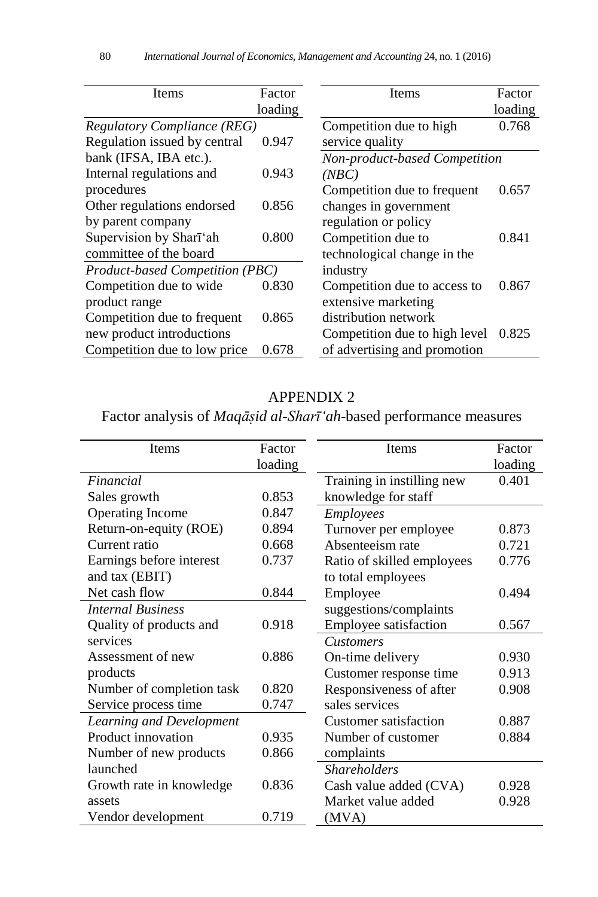| Items | Factor loading |
|---|---|
| *Regulatory Compliance (REG)* | |
| Regulation issued by central bank (IFSA, IBA etc.). | 0.947 |
| Internal regulations and procedures | 0.943 |
| Other regulations endorsed by parent company | 0.856 |
| Supervision by Sharī'ah committee of the board | 0.800 |
| *Product-based Competition (PBC)* | |
| Competition due to wide product range | 0.830 |
| Competition due to frequent new product introductions | 0.865 |
| Competition due to low price | 0.678 |
| Competition due to high service quality | 0.768 |
| *Non-product-based Competition (NBC)* | |
| Competition due to frequent changes in government regulation or policy | 0.657 |
| Competition due to technological change in the industry | 0.841 |
| Competition due to access to extensive marketing distribution network | 0.867 |
| Competition due to high level of advertising and promotion | 0.825 |

## APPENDIX 2

### Factor analysis of *Maqāṣid al-Sharī'ah*-based performance measures

| Items | Factor loading |
|---|---|
| *Financial* | |
| Sales growth | 0.853 |
| Operating Income | 0.847 |
| Return-on-equity (ROE) | 0.894 |
| Current ratio | 0.668 |
| Earnings before interest and tax (EBIT) | 0.737 |
| Net cash flow | 0.844 |
| *Internal Business* | |
| Quality of products and services | 0.918 |
| Assessment of new products | 0.886 |
| Number of completion task | 0.820 |
| Service process time | 0.747 |
| *Learning and Development* | |
| Product innovation | 0.935 |
| Number of new products launched | 0.866 |
| Growth rate in knowledge assets | 0.836 |
| Vendor development | 0.719 |
| Training in instilling new knowledge for staff | 0.401 |
| *Employees* | |
| Turnover per employee | 0.873 |
| Absenteeism rate | 0.721 |
| Ratio of skilled employees to total employees | 0.776 |
| Employee suggestions/complaints | 0.494 |
| Employee satisfaction | 0.567 |
| *Customers* | |
| On-time delivery | 0.930 |
| Customer response time | 0.913 |
| Responsiveness of after sales services | 0.908 |
| Customer satisfaction | 0.887 |
| Number of customer complaints | 0.884 |
| *Shareholders* | |
| Cash value added (CVA) | 0.928 |
| Market value added (MVA) | 0.928 |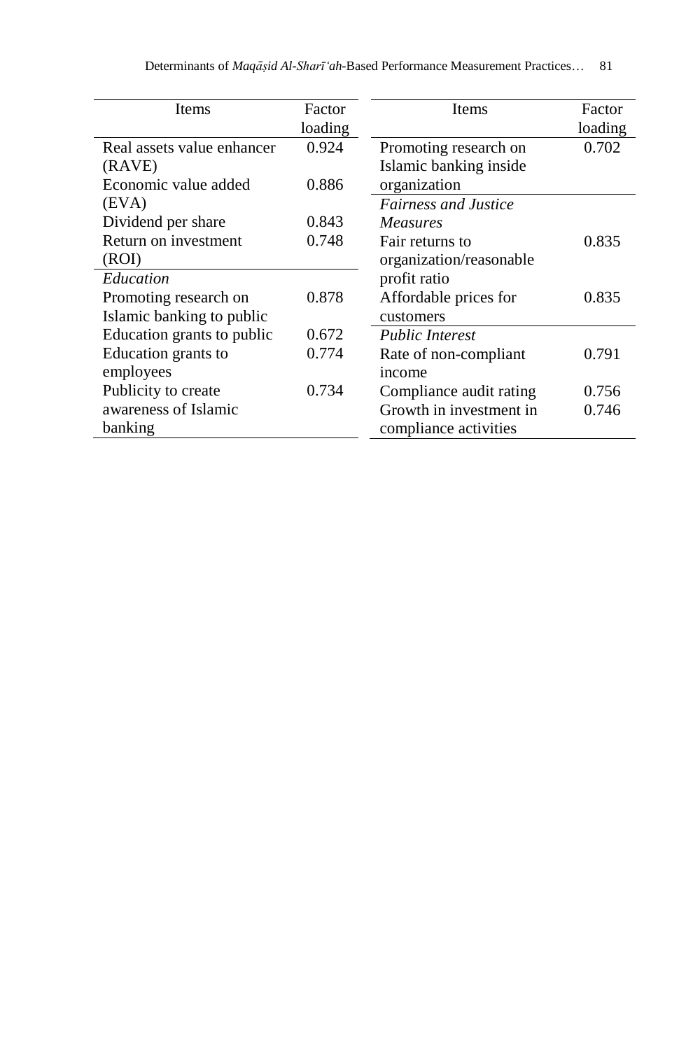| Items | Factor loading | Items | Factor loading |
|---|---|---|---|
| Real assets value enhancer (RAVE) | 0.924 | Promoting research on Islamic banking inside organization | 0.702 |
| Economic value added (EVA) | 0.886 | *Fairness and Justice Measures* | |
| Dividend per share | 0.843 | Fair returns to organization/reasonable profit ratio | 0.835 |
| Return on investment (ROI) | 0.748 | Affordable prices for customers | 0.835 |
| *Education* | | *Public Interest* | |
| Promoting research on Islamic banking to public | 0.878 | Rate of non-compliant income | 0.791 |
| Education grants to public | 0.672 | Compliance audit rating | 0.756 |
| Education grants to employees | 0.774 | Growth in investment in compliance activities | 0.746 |
| Publicity to create awareness of Islamic banking | 0.734 | | |